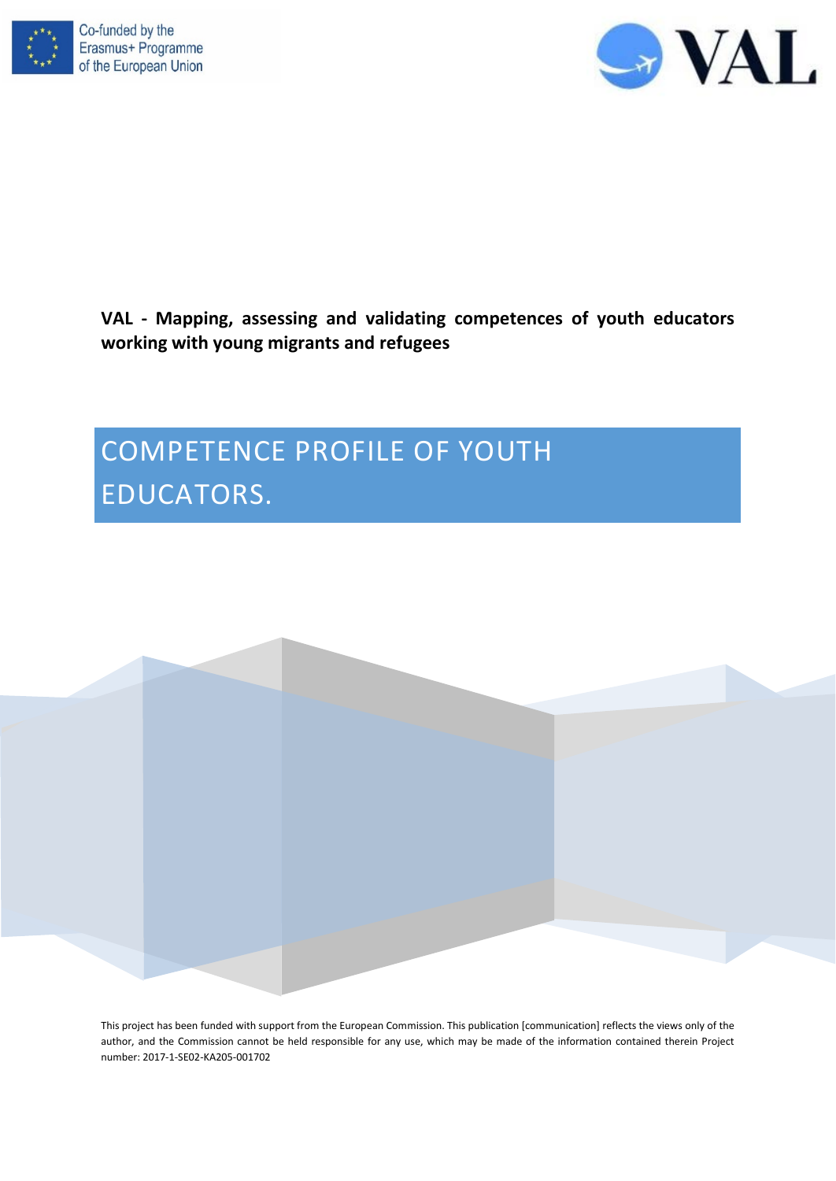Co-funded by the Erasmus+ Programme of the European Union

VAL

**VAL - Mapping, assessing and validating competences of youth educators working with young migrants and refugees**

# COMPETENCE PROFILE OF YOUTH EDUCATORS.

This project has been funded with support from the European Commission. This publication [communication] reflects the views only of the author, and the Commission cannot be held responsible for any use, which may be made of the information contained therein Project number: 2017-1-SE02-KA205-001702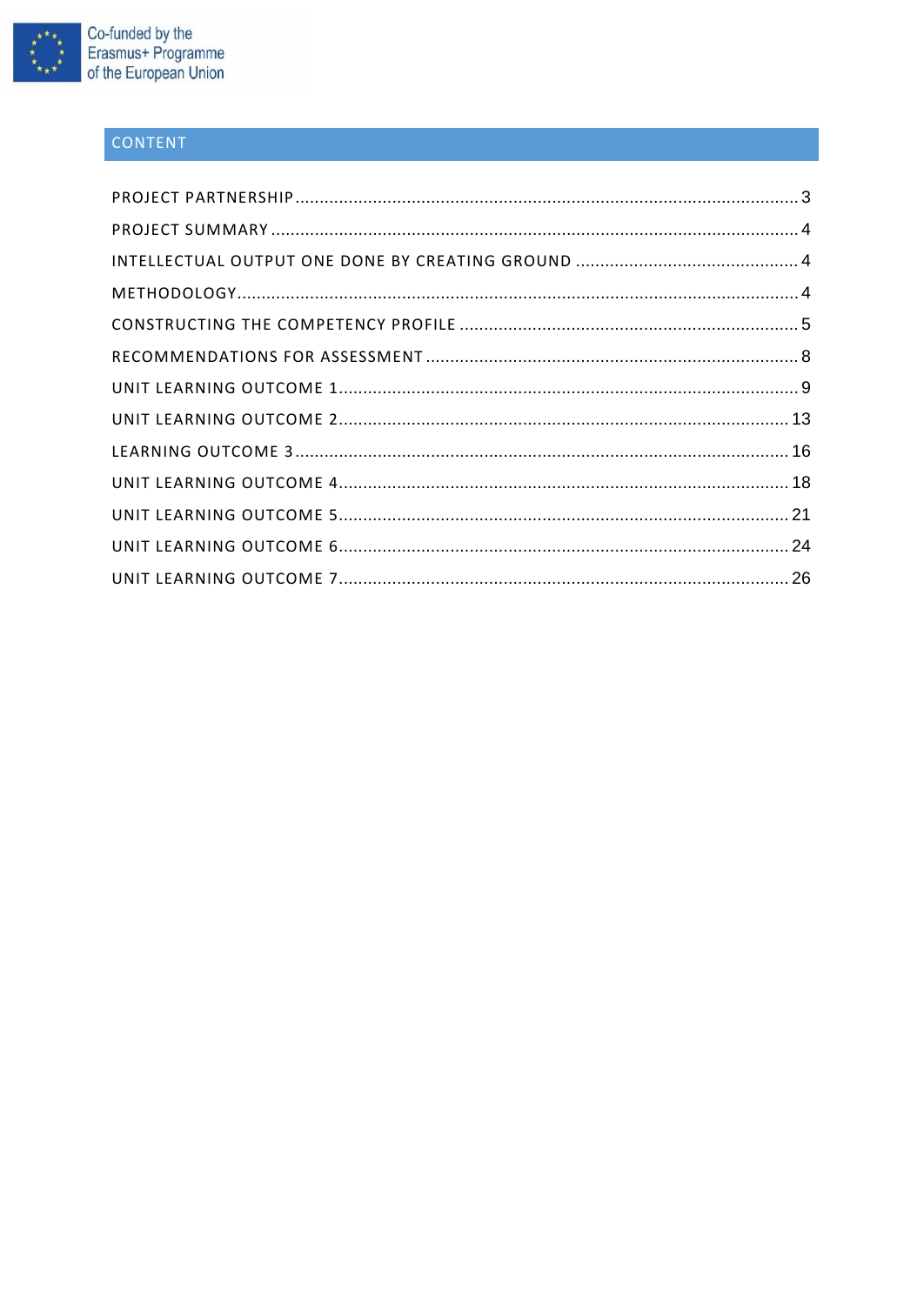## CONTENT

| | |
|---|---|
| PROJECT PARTNERSHIP | 3 |
| PROJECT SUMMARY | 4 |
| INTELLECTUAL OUTPUT ONE DONE BY CREATING GROUND | 4 |
| METHODOLOGY | 4 |
| CONSTRUCTING THE COMPETENCY PROFILE | 5 |
| RECOMMENDATIONS FOR ASSESSMENT | 8 |
| UNIT LEARNING OUTCOME 1 | 9 |
| UNIT LEARNING OUTCOME 2 | 13 |
| LEARNING OUTCOME 3 | 16 |
| UNIT LEARNING OUTCOME 4 | 18 |
| UNIT LEARNING OUTCOME 5 | 21 |
| UNIT LEARNING OUTCOME 6 | 24 |
| UNIT LEARNING OUTCOME 7 | 26 |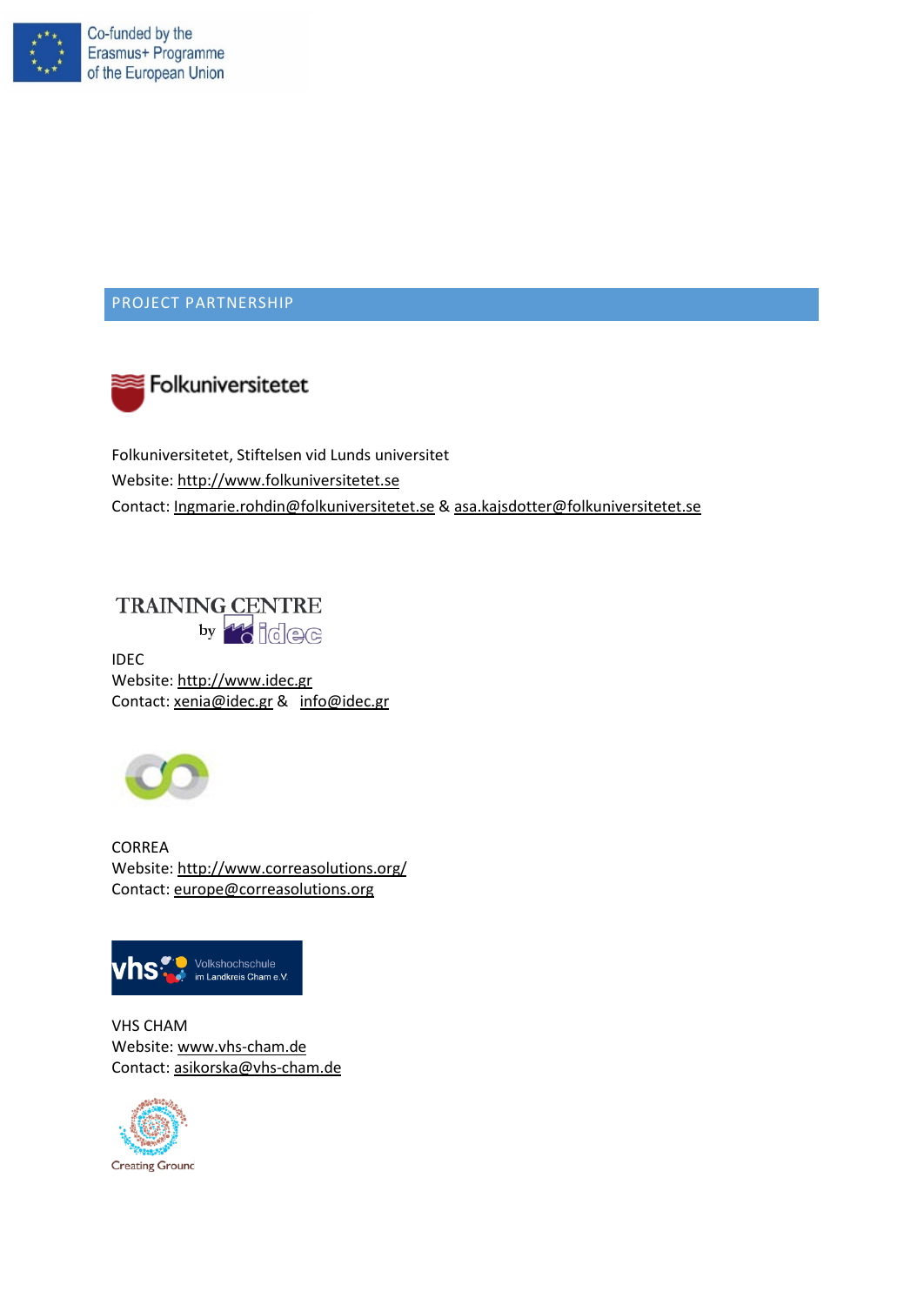## PROJECT PARTNERSHIP

Folkuniversitetet, Stiftelsen vid Lunds universitet
Website: http://www.folkuniversitetet.se
Contact: Ingmarie.rohdin@folkuniversitetet.se & asa.kajsdotter@folkuniversitetet.se

IDEC
Website: http://www.idec.gr
Contact: xenia@idec.gr & info@idec.gr

CORREA
Website: http://www.correasolutions.org/
Contact: europe@correasolutions.org

VHS CHAM
Website: www.vhs-cham.de
Contact: asikorska@vhs-cham.de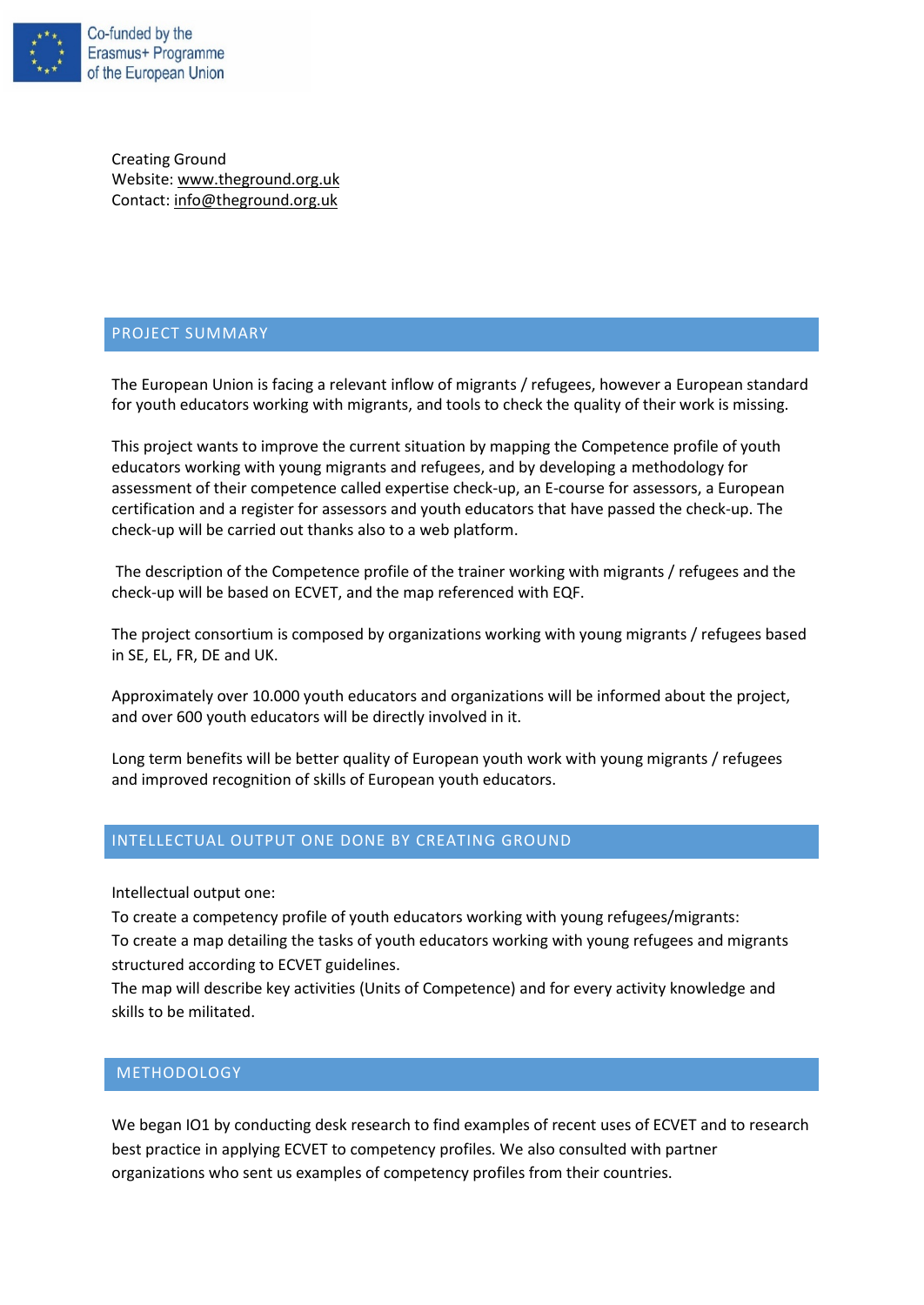Co-funded by the Erasmus+ Programme of the European Union

Creating Ground  
Website: www.theground.org.uk  
Contact: info@theground.org.uk

## PROJECT SUMMARY

The European Union is facing a relevant inflow of migrants / refugees, however a European standard for youth educators working with migrants, and tools to check the quality of their work is missing.

This project wants to improve the current situation by mapping the Competence profile of youth educators working with young migrants and refugees, and by developing a methodology for assessment of their competence called expertise check-up, an E-course for assessors, a European certification and a register for assessors and youth educators that have passed the check-up. The check-up will be carried out thanks also to a web platform.

The description of the Competence profile of the trainer working with migrants / refugees and the check-up will be based on ECVET, and the map referenced with EQF.

The project consortium is composed by organizations working with young migrants / refugees based in SE, EL, FR, DE and UK.

Approximately over 10.000 youth educators and organizations will be informed about the project, and over 600 youth educators will be directly involved in it.

Long term benefits will be better quality of European youth work with young migrants / refugees and improved recognition of skills of European youth educators.

## INTELLECTUAL OUTPUT ONE DONE BY CREATING GROUND

Intellectual output one:  
To create a competency profile of youth educators working with young refugees/migrants:  
To create a map detailing the tasks of youth educators working with young refugees and migrants structured according to ECVET guidelines.  
The map will describe key activities (Units of Competence) and for every activity knowledge and skills to be militated.

## METHODOLOGY

We began IO1 by conducting desk research to find examples of recent uses of ECVET and to research best practice in applying ECVET to competency profiles. We also consulted with partner organizations who sent us examples of competency profiles from their countries.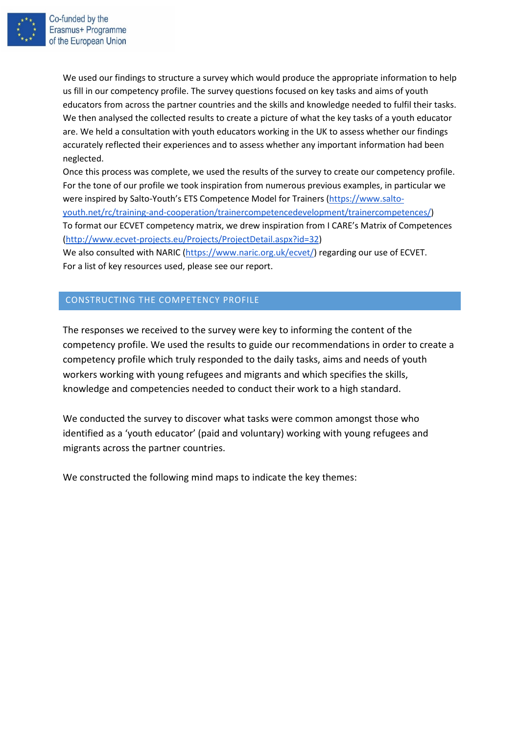We used our findings to structure a survey which would produce the appropriate information to help us fill in our competency profile. The survey questions focused on key tasks and aims of youth educators from across the partner countries and the skills and knowledge needed to fulfil their tasks. We then analysed the collected results to create a picture of what the key tasks of a youth educator are. We held a consultation with youth educators working in the UK to assess whether our findings accurately reflected their experiences and to assess whether any important information had been neglected.

Once this process was complete, we used the results of the survey to create our competency profile. For the tone of our profile we took inspiration from numerous previous examples, in particular we were inspired by Salto-Youth's ETS Competence Model for Trainers (https://www.salto-youth.net/rc/training-and-cooperation/trainercompetencedevelopment/trainercompetences/)

To format our ECVET competency matrix, we drew inspiration from I CARE's Matrix of Competences (http://www.ecvet-projects.eu/Projects/ProjectDetail.aspx?id=32)

We also consulted with NARIC (https://www.naric.org.uk/ecvet/) regarding our use of ECVET.

For a list of key resources used, please see our report.

## CONSTRUCTING THE COMPETENCY PROFILE

The responses we received to the survey were key to informing the content of the competency profile. We used the results to guide our recommendations in order to create a competency profile which truly responded to the daily tasks, aims and needs of youth workers working with young refugees and migrants and which specifies the skills, knowledge and competencies needed to conduct their work to a high standard.

We conducted the survey to discover what tasks were common amongst those who identified as a 'youth educator' (paid and voluntary) working with young refugees and migrants across the partner countries.

We constructed the following mind maps to indicate the key themes: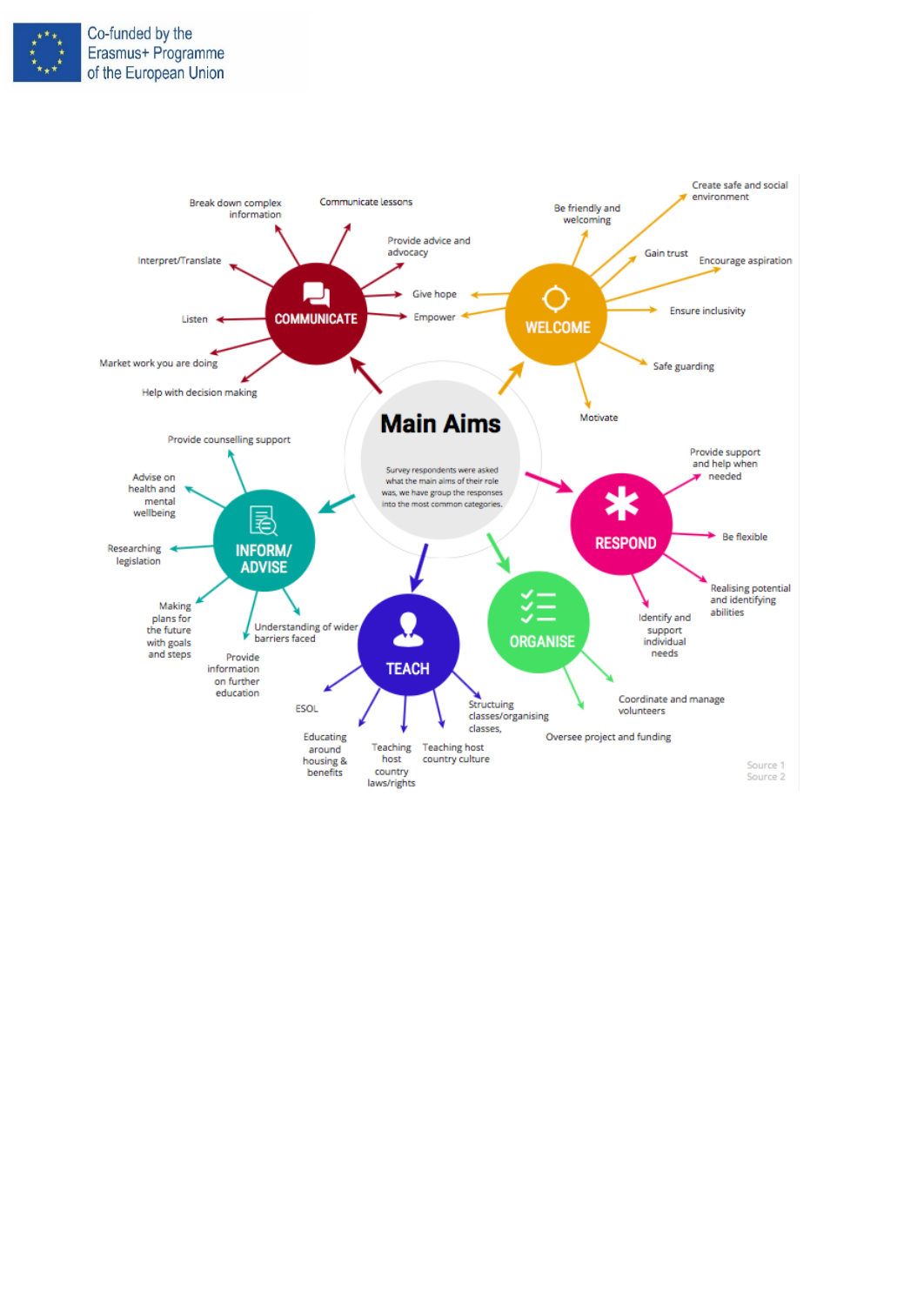# Main Aims

Survey respondents were asked what the main aims of their role was, we have group the responses into the most common categories.

## COMMUNICATE

- Break down complex information
- Communicate lessons
- Provide advice and advocacy
- Interpret/Translate
- Give hope
- Empower
- Listen
- Market work you are doing
- Help with decision making

## WELCOME

- Be friendly and welcoming
- Create safe and social environment
- Gain trust
- Encourage aspiration
- Ensure inclusivity
- Safe guarding
- Motivate

## RESPOND

- Provide support and help when needed
- Be flexible
- Realising potential and identifying abilities
- Identify and support individual needs

## ORGANISE

- Coordinate and manage volunteers
- Oversee project and funding

## TEACH

- ESOL
- Educating around housing & benefits
- Teaching host country laws/rights
- Teaching host country culture
- Structuing classes/organising classes,

## INFORM/ ADVISE

- Provide counselling support
- Advise on health and mental wellbeing
- Researching legislation
- Making plans for the future with goals and steps
- Understanding of wider barriers faced
- Provide information on further education

Source 1
Source 2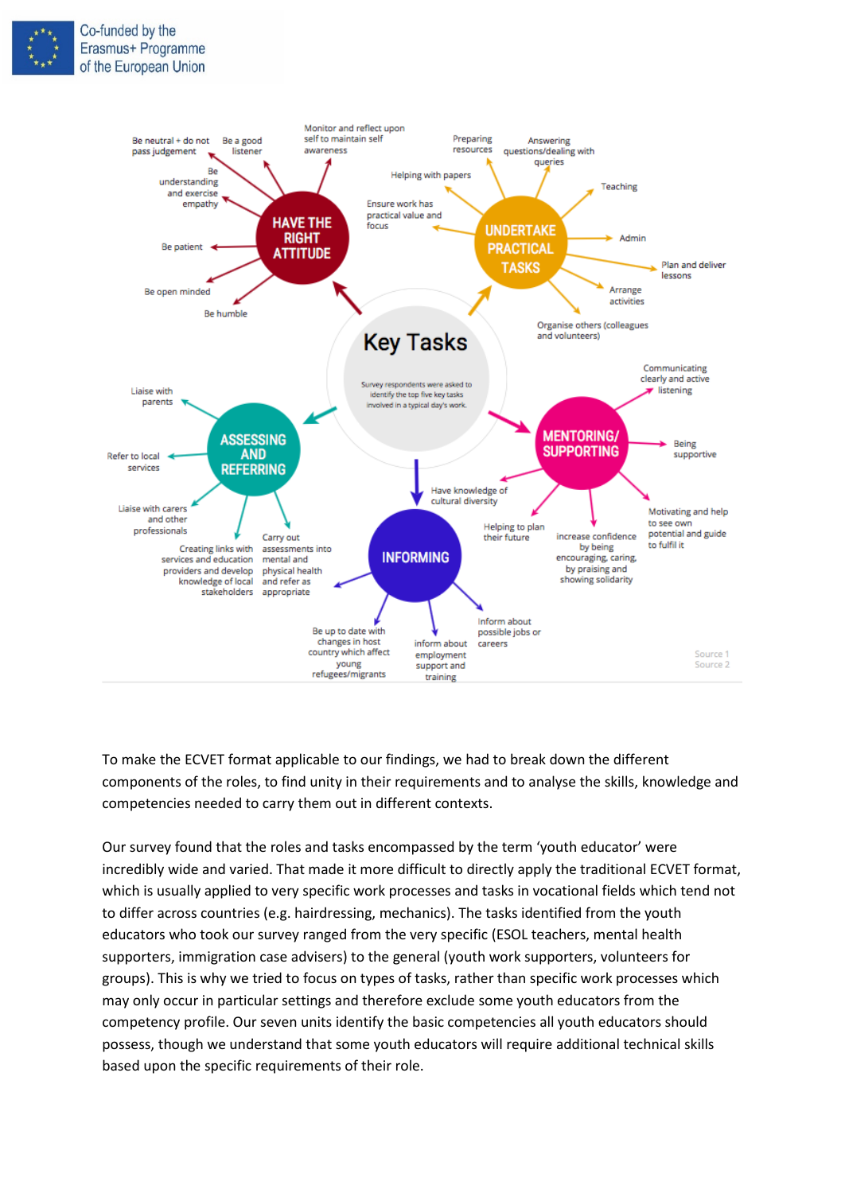**Key Tasks**

Survey respondents were asked to identify the top five key tasks involved in a typical day's work.

**HAVE THE RIGHT ATTITUDE**
- Be neutral + do not pass judgement
- Be a good listener
- Monitor and reflect upon self to maintain self awareness
- Be understanding and exercise empathy
- Be patient
- Be open minded
- Be humble

**UNDERTAKE PRACTICAL TASKS**
- Preparing resources
- Answering questions/dealing with queries
- Helping with papers
- Teaching
- Ensure work has practical value and focus
- Admin
- Plan and deliver lessons
- Arrange activities
- Organise others (colleagues and volunteers)

**MENTORING/SUPPORTING**
- Communicating clearly and active listening
- Being supportive
- Have knowledge of cultural diversity
- Helping to plan their future
- increase confidence by being encouraging, caring, by praising and showing solidarity
- Motivating and help to see own potential and guide to fulfil it

**INFORMING**
- Be up to date with changes in host country which affect young refugees/migrants
- inform about employment support and training
- Inform about possible jobs or careers

**ASSESSING AND REFERRING**
- Liaise with parents
- Refer to local services
- Liaise with carers and other professionals
- Creating links with services and education providers and develop knowledge of local stakeholders
- Carry out assessments into mental and physical health and refer as appropriate

Source 1
Source 2

To make the ECVET format applicable to our findings, we had to break down the different components of the roles, to find unity in their requirements and to analyse the skills, knowledge and competencies needed to carry them out in different contexts.

Our survey found that the roles and tasks encompassed by the term 'youth educator' were incredibly wide and varied. That made it more difficult to directly apply the traditional ECVET format, which is usually applied to very specific work processes and tasks in vocational fields which tend not to differ across countries (e.g. hairdressing, mechanics). The tasks identified from the youth educators who took our survey ranged from the very specific (ESOL teachers, mental health supporters, immigration case advisers) to the general (youth work supporters, volunteers for groups). This is why we tried to focus on types of tasks, rather than specific work processes which may only occur in particular settings and therefore exclude some youth educators from the competency profile. Our seven units identify the basic competencies all youth educators should possess, though we understand that some youth educators will require additional technical skills based upon the specific requirements of their role.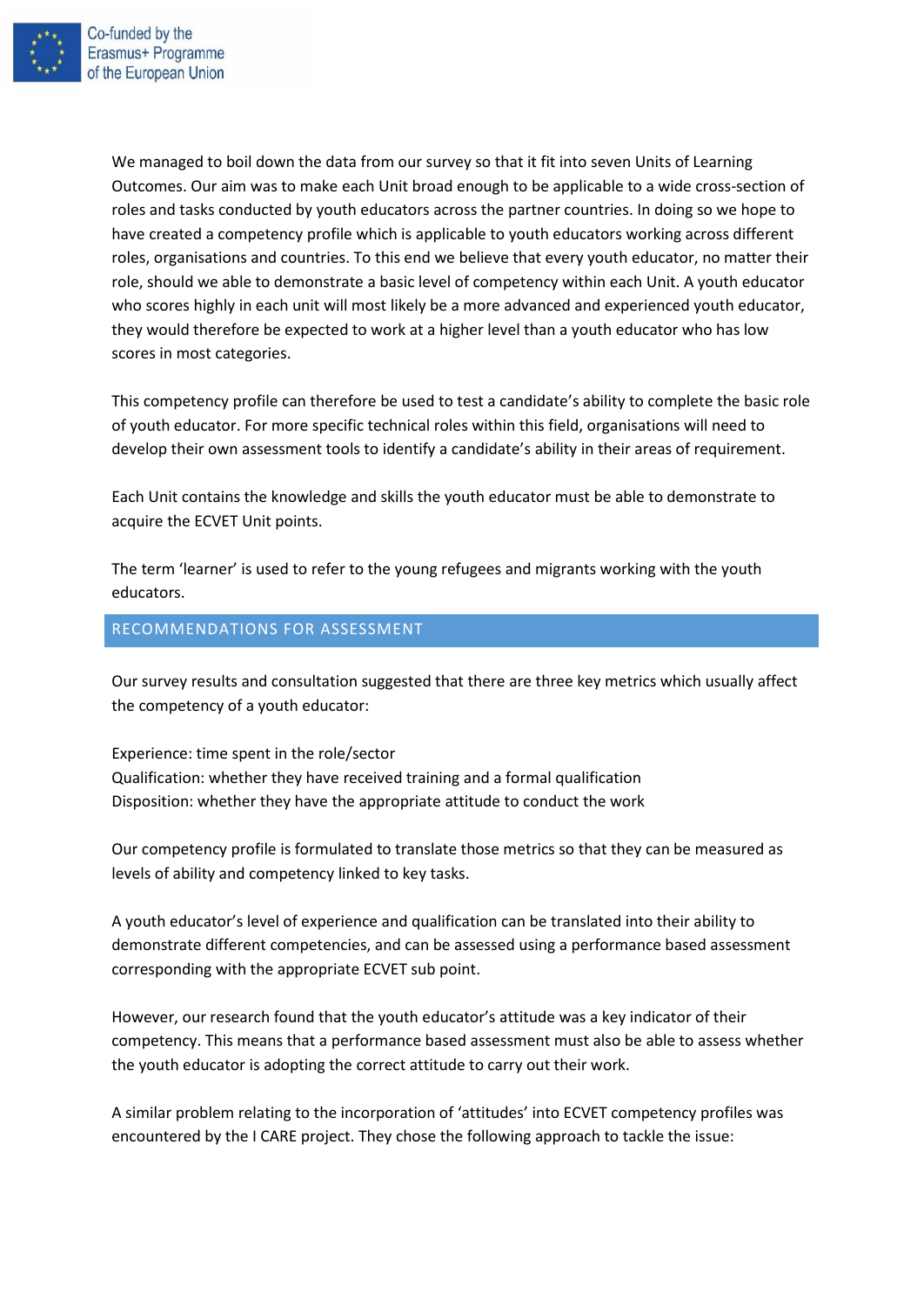We managed to boil down the data from our survey so that it fit into seven Units of Learning Outcomes. Our aim was to make each Unit broad enough to be applicable to a wide cross-section of roles and tasks conducted by youth educators across the partner countries. In doing so we hope to have created a competency profile which is applicable to youth educators working across different roles, organisations and countries. To this end we believe that every youth educator, no matter their role, should we able to demonstrate a basic level of competency within each Unit. A youth educator who scores highly in each unit will most likely be a more advanced and experienced youth educator, they would therefore be expected to work at a higher level than a youth educator who has low scores in most categories.

This competency profile can therefore be used to test a candidate's ability to complete the basic role of youth educator. For more specific technical roles within this field, organisations will need to develop their own assessment tools to identify a candidate's ability in their areas of requirement.

Each Unit contains the knowledge and skills the youth educator must be able to demonstrate to acquire the ECVET Unit points.

The term 'learner' is used to refer to the young refugees and migrants working with the youth educators.

## RECOMMENDATIONS FOR ASSESSMENT

Our survey results and consultation suggested that there are three key metrics which usually affect the competency of a youth educator:

Experience: time spent in the role/sector
Qualification: whether they have received training and a formal qualification
Disposition: whether they have the appropriate attitude to conduct the work

Our competency profile is formulated to translate those metrics so that they can be measured as levels of ability and competency linked to key tasks.

A youth educator's level of experience and qualification can be translated into their ability to demonstrate different competencies, and can be assessed using a performance based assessment corresponding with the appropriate ECVET sub point.

However, our research found that the youth educator's attitude was a key indicator of their competency. This means that a performance based assessment must also be able to assess whether the youth educator is adopting the correct attitude to carry out their work.

A similar problem relating to the incorporation of 'attitudes' into ECVET competency profiles was encountered by the I CARE project. They chose the following approach to tackle the issue: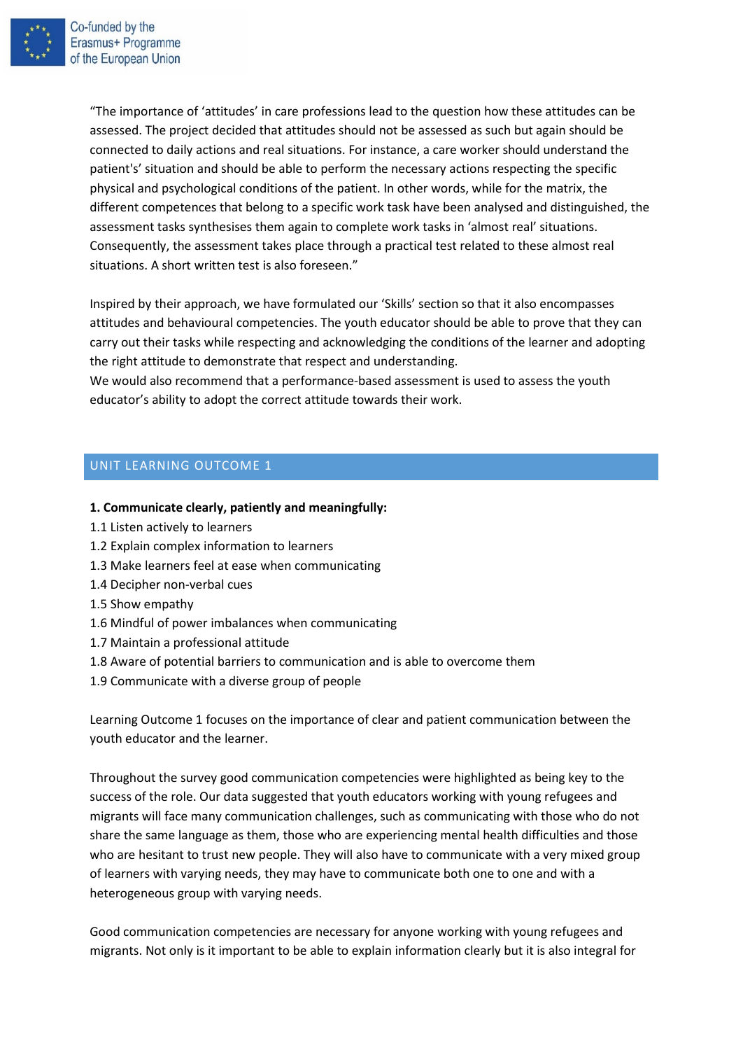"The importance of 'attitudes' in care professions lead to the question how these attitudes can be assessed. The project decided that attitudes should not be assessed as such but again should be connected to daily actions and real situations. For instance, a care worker should understand the patient's' situation and should be able to perform the necessary actions respecting the specific physical and psychological conditions of the patient. In other words, while for the matrix, the different competences that belong to a specific work task have been analysed and distinguished, the assessment tasks synthesises them again to complete work tasks in 'almost real' situations. Consequently, the assessment takes place through a practical test related to these almost real situations. A short written test is also foreseen."

Inspired by their approach, we have formulated our 'Skills' section so that it also encompasses attitudes and behavioural competencies. The youth educator should be able to prove that they can carry out their tasks while respecting and acknowledging the conditions of the learner and adopting the right attitude to demonstrate that respect and understanding.
We would also recommend that a performance-based assessment is used to assess the youth educator's ability to adopt the correct attitude towards their work.

## UNIT LEARNING OUTCOME 1

**1. Communicate clearly, patiently and meaningfully:**

1.1 Listen actively to learners
1.2 Explain complex information to learners
1.3 Make learners feel at ease when communicating
1.4 Decipher non-verbal cues
1.5 Show empathy
1.6 Mindful of power imbalances when communicating
1.7 Maintain a professional attitude
1.8 Aware of potential barriers to communication and is able to overcome them
1.9 Communicate with a diverse group of people

Learning Outcome 1 focuses on the importance of clear and patient communication between the youth educator and the learner.

Throughout the survey good communication competencies were highlighted as being key to the success of the role. Our data suggested that youth educators working with young refugees and migrants will face many communication challenges, such as communicating with those who do not share the same language as them, those who are experiencing mental health difficulties and those who are hesitant to trust new people. They will also have to communicate with a very mixed group of learners with varying needs, they may have to communicate both one to one and with a heterogeneous group with varying needs.

Good communication competencies are necessary for anyone working with young refugees and migrants. Not only is it important to be able to explain information clearly but it is also integral for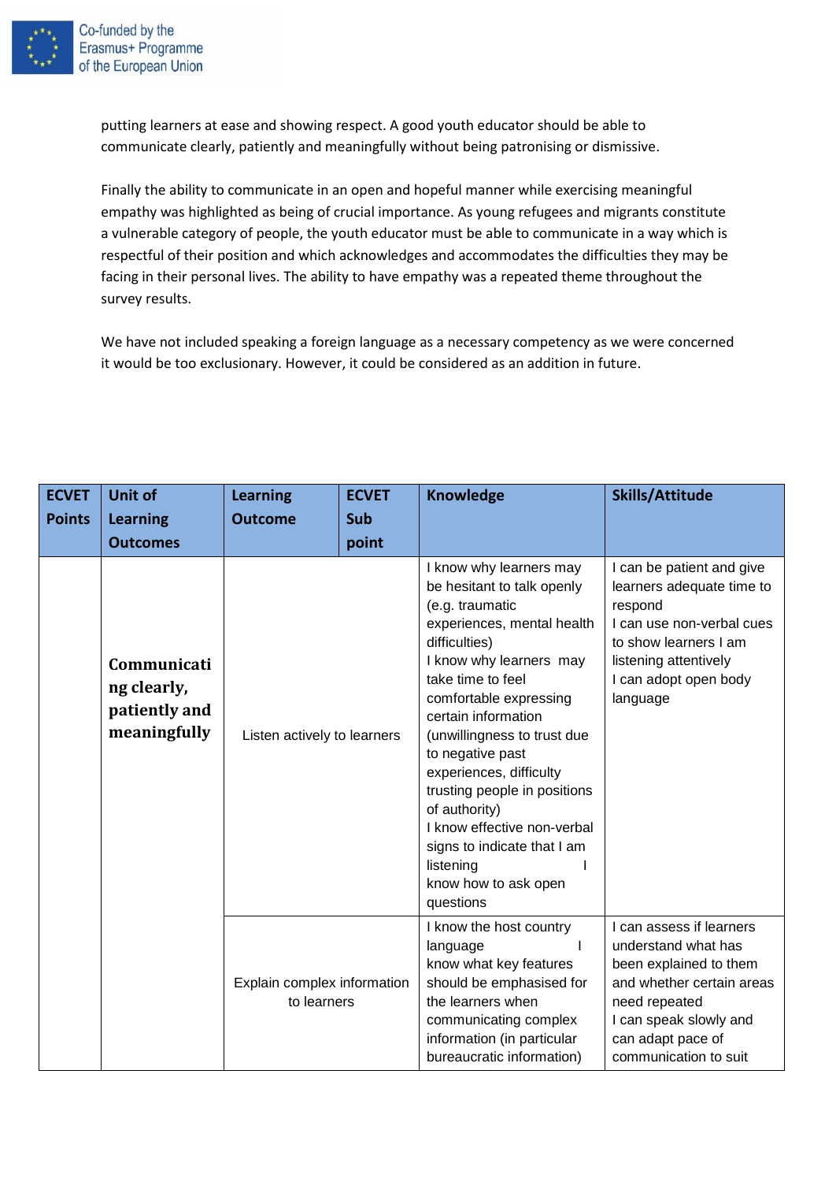putting learners at ease and showing respect. A good youth educator should be able to communicate clearly, patiently and meaningfully without being patronising or dismissive.

Finally the ability to communicate in an open and hopeful manner while exercising meaningful empathy was highlighted as being of crucial importance. As young refugees and migrants constitute a vulnerable category of people, the youth educator must be able to communicate in a way which is respectful of their position and which acknowledges and accommodates the difficulties they may be facing in their personal lives. The ability to have empathy was a repeated theme throughout the survey results.

We have not included speaking a foreign language as a necessary competency as we were concerned it would be too exclusionary. However, it could be considered as an addition in future.

| ECVET Points | Unit of Learning Outcomes | Learning Outcome | ECVET Sub point | Knowledge | Skills/Attitude |
|---|---|---|---|---|---|
| | **Communicating clearly, patiently and meaningfully** | Listen actively to learners | | I know why learners may be hesitant to talk openly (e.g. traumatic experiences, mental health difficulties)<br>I know why learners may take time to feel comfortable expressing certain information (unwillingness to trust due to negative past experiences, difficulty trusting people in positions of authority)<br>I know effective non-verbal signs to indicate that I am listening<br>I know how to ask open questions | I can be patient and give learners adequate time to respond<br>I can use non-verbal cues to show learners I am listening attentively<br>I can adopt open body language |
| | | Explain complex information to learners | | I know the host country language<br>I know what key features should be emphasised for the learners when communicating complex information (in particular bureaucratic information) | I can assess if learners understand what has been explained to them and whether certain areas need repeated<br>I can speak slowly and can adapt pace of communication to suit |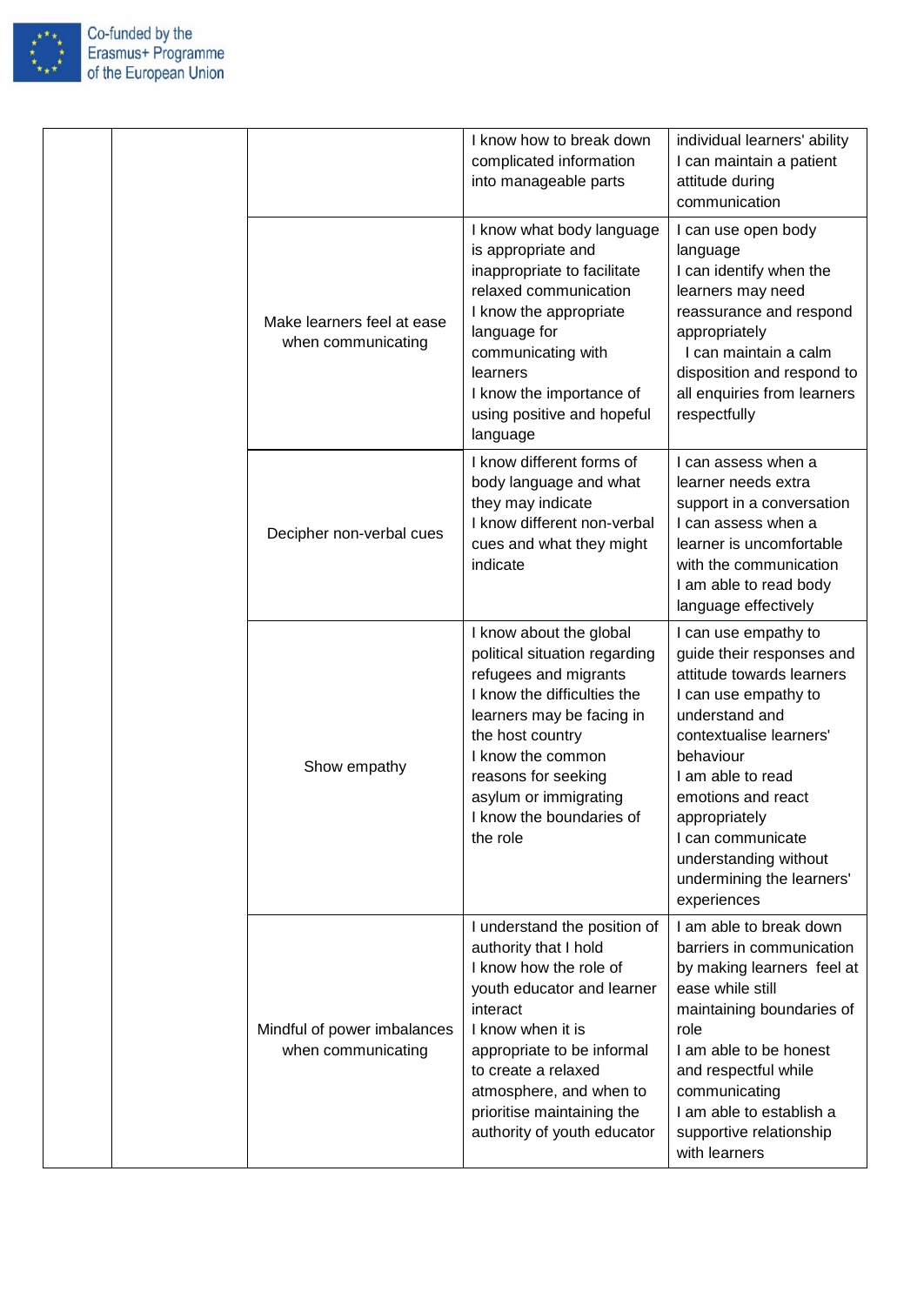| | | | | |
|---|---|---|---|---|
| | | | I know how to break down complicated information into manageable parts | individual learners' ability<br>I can maintain a patient attitude during communication |
| | | Make learners feel at ease when communicating | I know what body language is appropriate and inappropriate to facilitate relaxed communication<br>I know the appropriate language for communicating with learners<br>I know the importance of using positive and hopeful language | I can use open body language<br>I can identify when the learners may need reassurance and respond appropriately<br>I can maintain a calm disposition and respond to all enquiries from learners respectfully |
| | | Decipher non-verbal cues | I know different forms of body language and what they may indicate<br>I know different non-verbal cues and what they might indicate | I can assess when a learner needs extra support in a conversation<br>I can assess when a learner is uncomfortable with the communication<br>I am able to read body language effectively |
| | | Show empathy | I know about the global political situation regarding refugees and migrants<br>I know the difficulties the learners may be facing in the host country<br>I know the common reasons for seeking asylum or immigrating<br>I know the boundaries of the role | I can use empathy to guide their responses and attitude towards learners<br>I can use empathy to understand and contextualise learners' behaviour<br>I am able to read emotions and react appropriately<br>I can communicate understanding without undermining the learners' experiences |
| | | Mindful of power imbalances when communicating | I understand the position of authority that I hold<br>I know how the role of youth educator and learner interact<br>I know when it is appropriate to be informal to create a relaxed atmosphere, and when to prioritise maintaining the authority of youth educator | I am able to break down barriers in communication by making learners feel at ease while still maintaining boundaries of role<br>I am able to be honest and respectful while communicating<br>I am able to establish a supportive relationship with learners |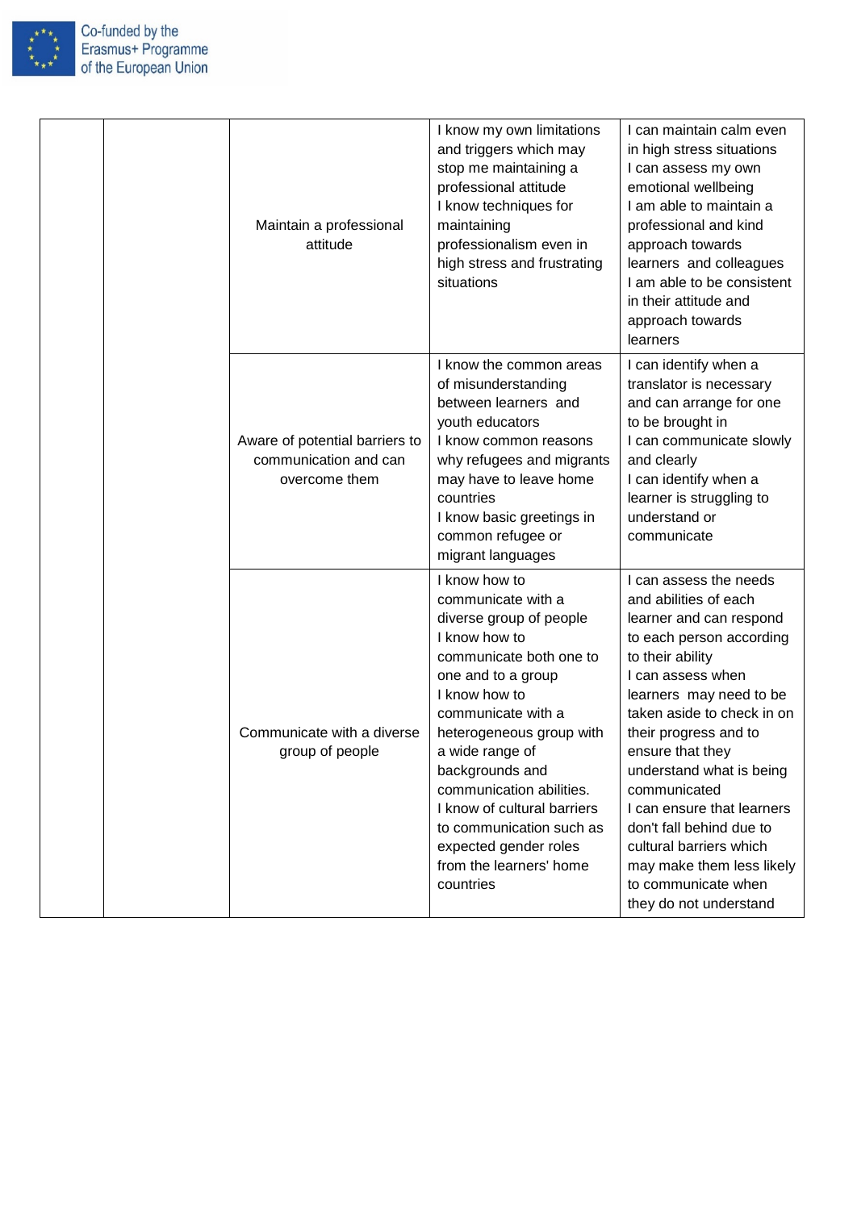| | | | | |
|---|---|---|---|---|
| | | Maintain a professional attitude | I know my own limitations and triggers which may stop me maintaining a professional attitude<br>I know techniques for maintaining professionalism even in high stress and frustrating situations | I can maintain calm even in high stress situations<br>I can assess my own emotional wellbeing<br>I am able to maintain a professional and kind approach towards learners and colleagues<br>I am able to be consistent in their attitude and approach towards learners |
| | | Aware of potential barriers to communication and can overcome them | I know the common areas of misunderstanding between learners and youth educators<br>I know common reasons why refugees and migrants may have to leave home countries<br>I know basic greetings in common refugee or migrant languages | I can identify when a translator is necessary and can arrange for one to be brought in<br>I can communicate slowly and clearly<br>I can identify when a learner is struggling to understand or communicate |
| | | Communicate with a diverse group of people | I know how to communicate with a diverse group of people<br>I know how to communicate both one to one and to a group<br>I know how to communicate with a heterogeneous group with a wide range of backgrounds and communication abilities.<br>I know of cultural barriers to communication such as expected gender roles from the learners' home countries | I can assess the needs and abilities of each learner and can respond to each person according to their ability<br>I can assess when learners may need to be taken aside to check in on their progress and to ensure that they understand what is being communicated<br>I can ensure that learners don't fall behind due to cultural barriers which may make them less likely to communicate when they do not understand |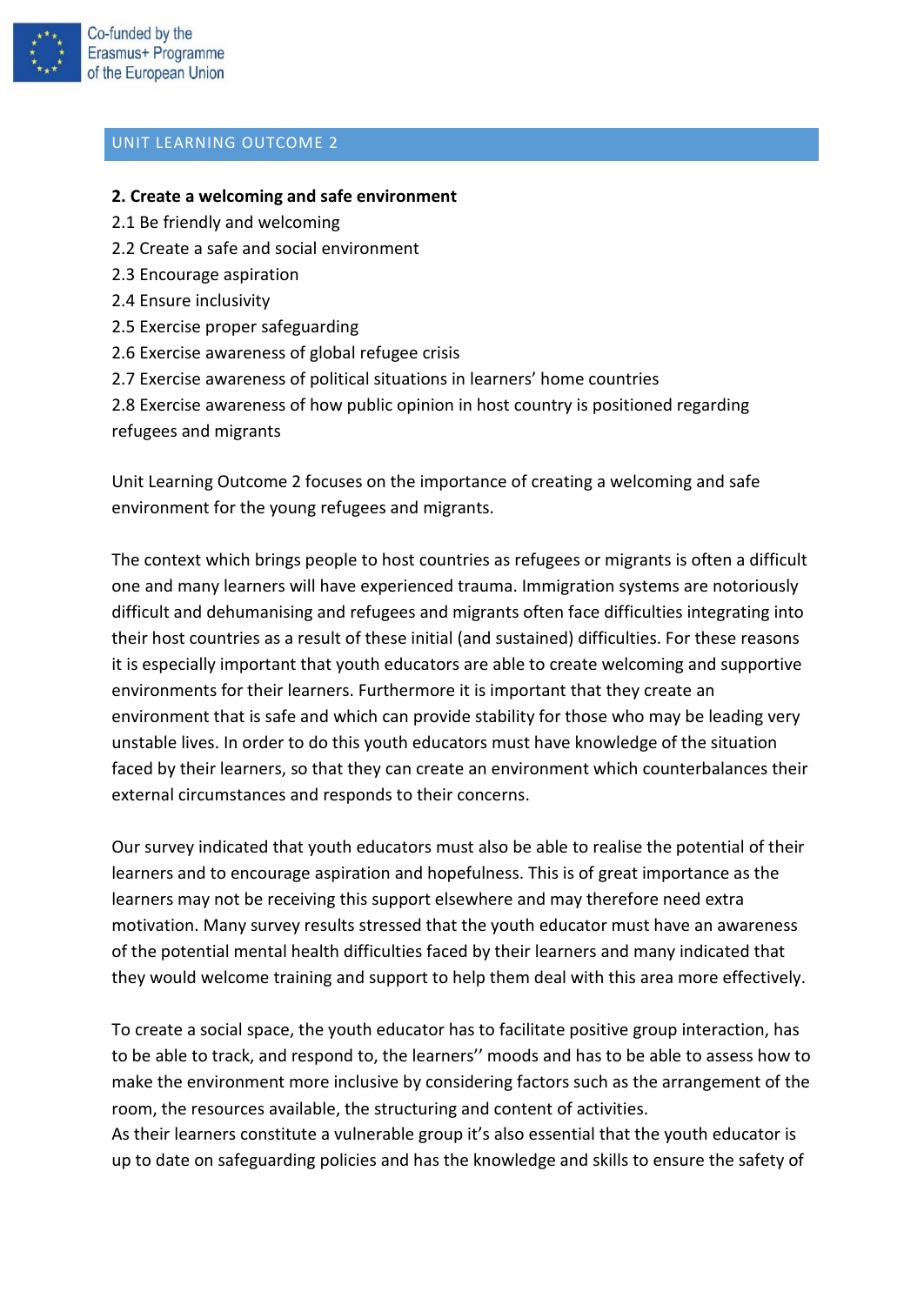## UNIT LEARNING OUTCOME 2

**2. Create a welcoming and safe environment**

2.1 Be friendly and welcoming
2.2 Create a safe and social environment
2.3 Encourage aspiration
2.4 Ensure inclusivity
2.5 Exercise proper safeguarding
2.6 Exercise awareness of global refugee crisis
2.7 Exercise awareness of political situations in learners' home countries
2.8 Exercise awareness of how public opinion in host country is positioned regarding refugees and migrants

Unit Learning Outcome 2 focuses on the importance of creating a welcoming and safe environment for the young refugees and migrants.

The context which brings people to host countries as refugees or migrants is often a difficult one and many learners will have experienced trauma. Immigration systems are notoriously difficult and dehumanising and refugees and migrants often face difficulties integrating into their host countries as a result of these initial (and sustained) difficulties. For these reasons it is especially important that youth educators are able to create welcoming and supportive environments for their learners. Furthermore it is important that they create an environment that is safe and which can provide stability for those who may be leading very unstable lives. In order to do this youth educators must have knowledge of the situation faced by their learners, so that they can create an environment which counterbalances their external circumstances and responds to their concerns.

Our survey indicated that youth educators must also be able to realise the potential of their learners and to encourage aspiration and hopefulness. This is of great importance as the learners may not be receiving this support elsewhere and may therefore need extra motivation. Many survey results stressed that the youth educator must have an awareness of the potential mental health difficulties faced by their learners and many indicated that they would welcome training and support to help them deal with this area more effectively.

To create a social space, the youth educator has to facilitate positive group interaction, has to be able to track, and respond to, the learners'' moods and has to be able to assess how to make the environment more inclusive by considering factors such as the arrangement of the room, the resources available, the structuring and content of activities.
As their learners constitute a vulnerable group it's also essential that the youth educator is up to date on safeguarding policies and has the knowledge and skills to ensure the safety of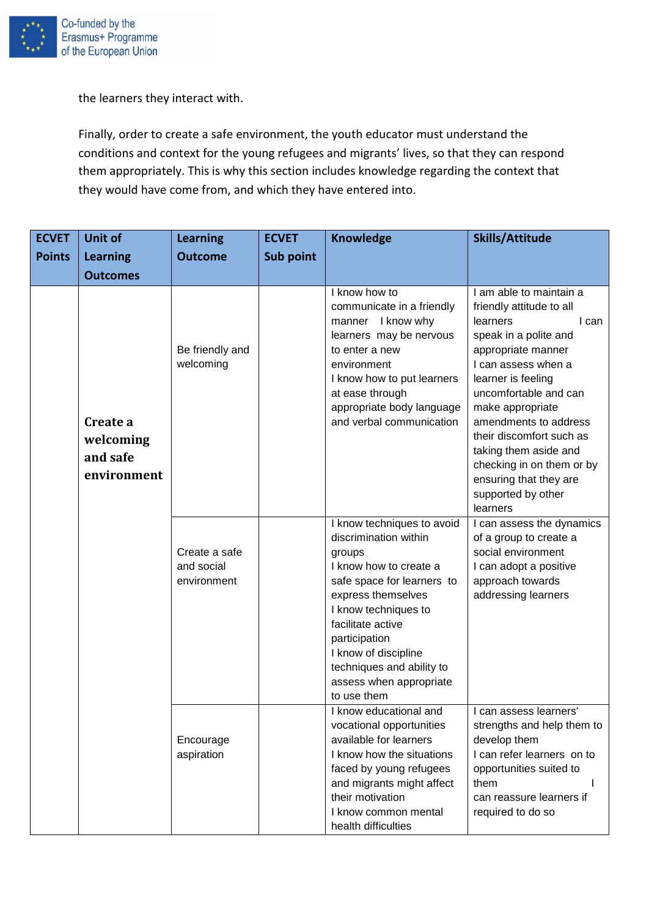the learners they interact with.

Finally, order to create a safe environment, the youth educator must understand the conditions and context for the young refugees and migrants' lives, so that they can respond them appropriately. This is why this section includes knowledge regarding the context that they would have come from, and which they have entered into.

| ECVET Points | Unit of Learning Outcomes | Learning Outcome | ECVET Sub point | Knowledge | Skills/Attitude |
|---|---|---|---|---|---|
| | **Create a welcoming and safe environment** | Be friendly and welcoming | | I know how to communicate in a friendly manner I know why learners may be nervous to enter a new environment I know how to put learners at ease through appropriate body language and verbal communication | I am able to maintain a friendly attitude to all learners I can speak in a polite and appropriate manner I can assess when a learner is feeling uncomfortable and can make appropriate amendments to address their discomfort such as taking them aside and checking in on them or by ensuring that they are supported by other learners |
| | | Create a safe and social environment | | I know techniques to avoid discrimination within groups I know how to create a safe space for learners to express themselves I know techniques to facilitate active participation I know of discipline techniques and ability to assess when appropriate to use them | I can assess the dynamics of a group to create a social environment I can adopt a positive approach towards addressing learners |
| | | Encourage aspiration | | I know educational and vocational opportunities available for learners I know how the situations faced by young refugees and migrants might affect their motivation I know common mental health difficulties | I can assess learners' strengths and help them to develop them I can refer learners on to opportunities suited to them I can reassure learners if required to do so |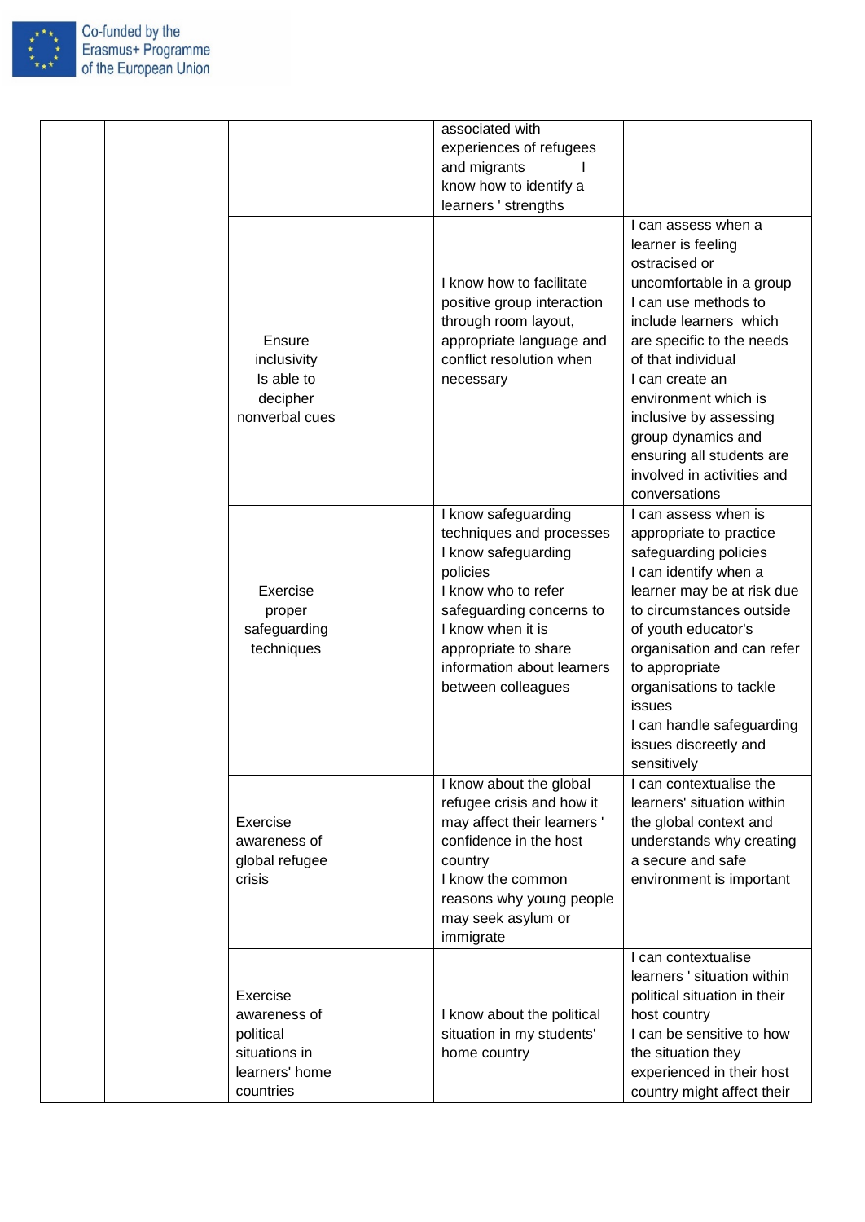| | | | | | |
|---|---|---|---|---|---|
| | | | | associated with experiences of refugees and migrants I know how to identify a learners ' strengths | |
| | | Ensure inclusivity Is able to decipher nonverbal cues | | I know how to facilitate positive group interaction through room layout, appropriate language and conflict resolution when necessary | I can assess when a learner is feeling ostracised or uncomfortable in a group I can use methods to include learners which are specific to the needs of that individual I can create an environment which is inclusive by assessing group dynamics and ensuring all students are involved in activities and conversations |
| | | Exercise proper safeguarding techniques | | I know safeguarding techniques and processes I know safeguarding policies I know who to refer safeguarding concerns to I know when it is appropriate to share information about learners between colleagues | I can assess when is appropriate to practice safeguarding policies I can identify when a learner may be at risk due to circumstances outside of youth educator's organisation and can refer to appropriate organisations to tackle issues I can handle safeguarding issues discreetly and sensitively |
| | | Exercise awareness of global refugee crisis | | I know about the global refugee crisis and how it may affect their learners ' confidence in the host country I know the common reasons why young people may seek asylum or immigrate | I can contextualise the learners' situation within the global context and understands why creating a secure and safe environment is important |
| | | Exercise awareness of political situations in learners' home countries | | I know about the political situation in my students' home country | I can contextualise learners ' situation within political situation in their host country I can be sensitive to how the situation they experienced in their host country might affect their |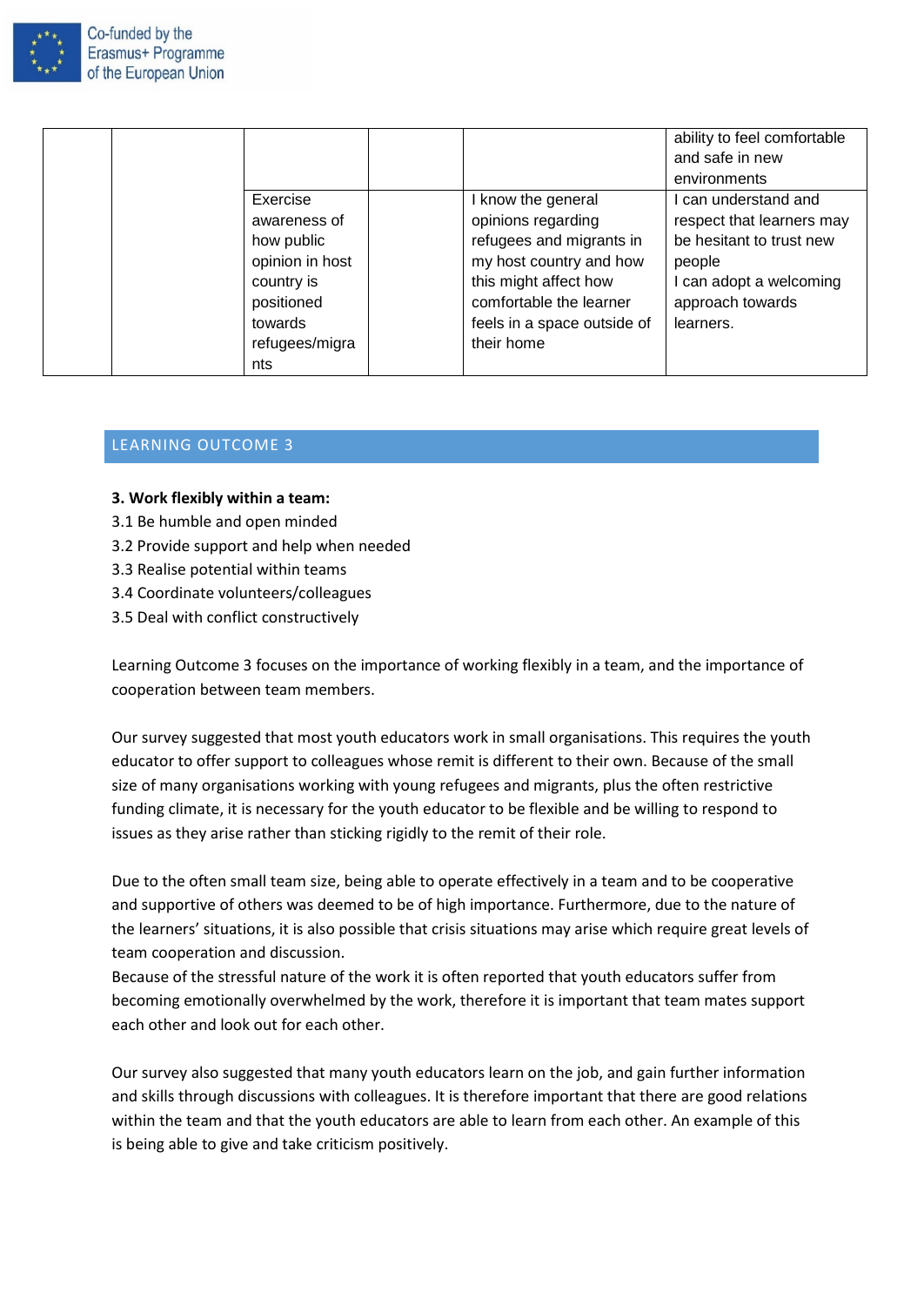| | | | | | |
|---|---|---|---|---|---|
| | | | | | ability to feel comfortable and safe in new environments |
| | | Exercise awareness of how public opinion in host country is positioned towards refugees/migrants | | I know the general opinions regarding refugees and migrants in my host country and how this might affect how comfortable the learner feels in a space outside of their home | I can understand and respect that learners may be hesitant to trust new people<br>I can adopt a welcoming approach towards learners. |

## LEARNING OUTCOME 3

**3. Work flexibly within a team:**

3.1 Be humble and open minded
3.2 Provide support and help when needed
3.3 Realise potential within teams
3.4 Coordinate volunteers/colleagues
3.5 Deal with conflict constructively

Learning Outcome 3 focuses on the importance of working flexibly in a team, and the importance of cooperation between team members.

Our survey suggested that most youth educators work in small organisations. This requires the youth educator to offer support to colleagues whose remit is different to their own. Because of the small size of many organisations working with young refugees and migrants, plus the often restrictive funding climate, it is necessary for the youth educator to be flexible and be willing to respond to issues as they arise rather than sticking rigidly to the remit of their role.

Due to the often small team size, being able to operate effectively in a team and to be cooperative and supportive of others was deemed to be of high importance. Furthermore, due to the nature of the learners' situations, it is also possible that crisis situations may arise which require great levels of team cooperation and discussion.
Because of the stressful nature of the work it is often reported that youth educators suffer from becoming emotionally overwhelmed by the work, therefore it is important that team mates support each other and look out for each other.

Our survey also suggested that many youth educators learn on the job, and gain further information and skills through discussions with colleagues. It is therefore important that there are good relations within the team and that the youth educators are able to learn from each other. An example of this is being able to give and take criticism positively.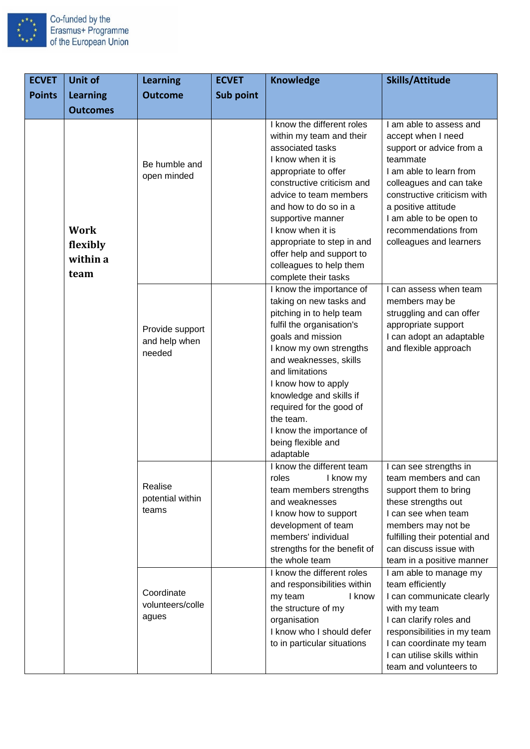| ECVET Points | Unit of Learning Outcomes | Learning Outcome | ECVET Sub point | Knowledge | Skills/Attitude |
|---|---|---|---|---|---|
| | **Work flexibly within a team** | Be humble and open minded | | I know the different roles within my team and their associated tasks<br>I know when it is appropriate to offer constructive criticism and advice to team members and how to do so in a supportive manner<br>I know when it is appropriate to step in and offer help and support to colleagues to help them complete their tasks | I am able to assess and accept when I need support or advice from a teammate<br>I am able to learn from colleagues and can take constructive criticism with a positive attitude<br>I am able to be open to recommendations from colleagues and learners |
| | | Provide support and help when needed | | I know the importance of taking on new tasks and pitching in to help team fulfil the organisation's goals and mission<br>I know my own strengths and weaknesses, skills and limitations<br>I know how to apply knowledge and skills if required for the good of the team.<br>I know the importance of being flexible and adaptable | I can assess when team members may be struggling and can offer appropriate support<br>I can adopt an adaptable and flexible approach |
| | | Realise potential within teams | | I know the different team roles I know my team members strengths and weaknesses<br>I know how to support development of team members' individual strengths for the benefit of the whole team | I can see strengths in team members and can support them to bring these strengths out<br>I can see when team members may not be fulfilling their potential and can discuss issue with team in a positive manner |
| | | Coordinate volunteers/colleagues | | I know the different roles and responsibilities within my team I know the structure of my organisation<br>I know who I should defer to in particular situations | I am able to manage my team efficiently<br>I can communicate clearly with my team<br>I can clarify roles and responsibilities in my team<br>I can coordinate my team<br>I can utilise skills within team and volunteers to |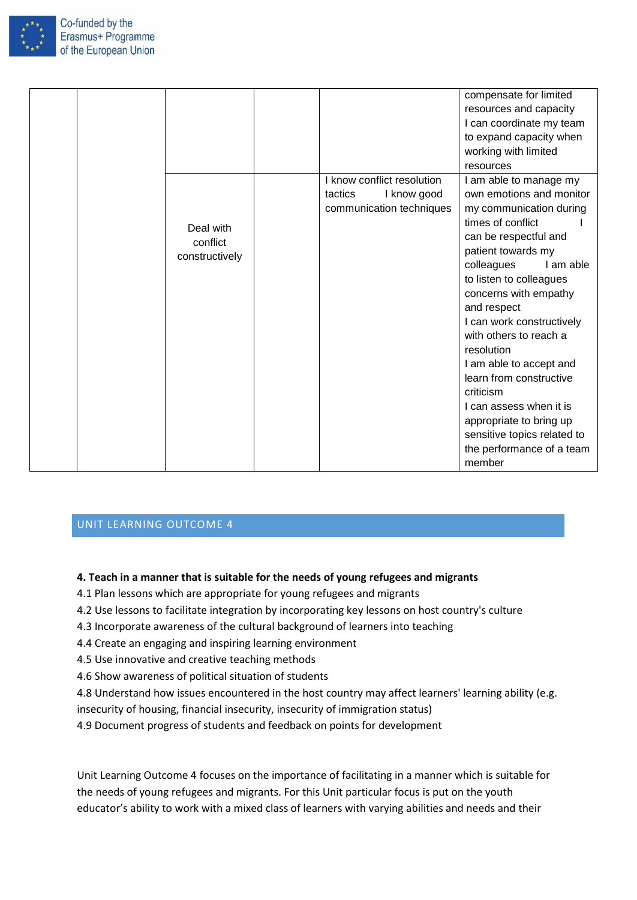|  |  |  |  |  |  |
|---|---|---|---|---|---|
|  |  |  |  |  | compensate for limited resources and capacity I can coordinate my team to expand capacity when working with limited resources |
|  |  | Deal with conflict constructively |  | I know conflict resolution tactics I know good communication techniques | I am able to manage my own emotions and monitor my communication during times of conflict I can be respectful and patient towards my colleagues I am able to listen to colleagues concerns with empathy and respect I can work constructively with others to reach a resolution I am able to accept and learn from constructive criticism I can assess when it is appropriate to bring up sensitive topics related to the performance of a team member |

## UNIT LEARNING OUTCOME 4

**4. Teach in a manner that is suitable for the needs of young refugees and migrants**

4.1 Plan lessons which are appropriate for young refugees and migrants
4.2 Use lessons to facilitate integration by incorporating key lessons on host country's culture
4.3 Incorporate awareness of the cultural background of learners into teaching
4.4 Create an engaging and inspiring learning environment
4.5 Use innovative and creative teaching methods
4.6 Show awareness of political situation of students
4.8 Understand how issues encountered in the host country may affect learners' learning ability (e.g. insecurity of housing, financial insecurity, insecurity of immigration status)
4.9 Document progress of students and feedback on points for development

Unit Learning Outcome 4 focuses on the importance of facilitating in a manner which is suitable for the needs of young refugees and migrants. For this Unit particular focus is put on the youth educator's ability to work with a mixed class of learners with varying abilities and needs and their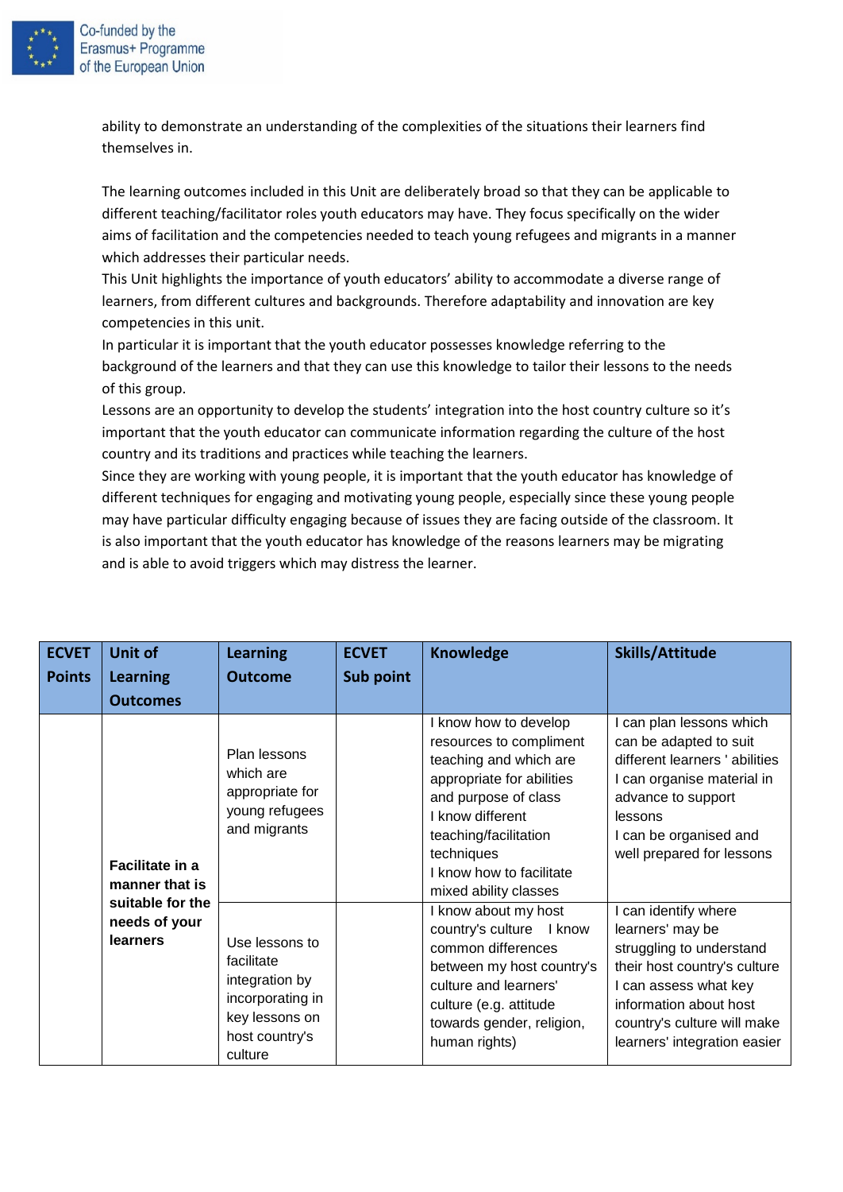ability to demonstrate an understanding of the complexities of the situations their learners find themselves in.

The learning outcomes included in this Unit are deliberately broad so that they can be applicable to different teaching/facilitator roles youth educators may have. They focus specifically on the wider aims of facilitation and the competencies needed to teach young refugees and migrants in a manner which addresses their particular needs.

This Unit highlights the importance of youth educators' ability to accommodate a diverse range of learners, from different cultures and backgrounds. Therefore adaptability and innovation are key competencies in this unit.

In particular it is important that the youth educator possesses knowledge referring to the background of the learners and that they can use this knowledge to tailor their lessons to the needs of this group.

Lessons are an opportunity to develop the students' integration into the host country culture so it's important that the youth educator can communicate information regarding the culture of the host country and its traditions and practices while teaching the learners.

Since they are working with young people, it is important that the youth educator has knowledge of different techniques for engaging and motivating young people, especially since these young people may have particular difficulty engaging because of issues they are facing outside of the classroom. It is also important that the youth educator has knowledge of the reasons learners may be migrating and is able to avoid triggers which may distress the learner.

| ECVET Points | Unit of Learning Outcomes | Learning Outcome | ECVET Sub point | Knowledge | Skills/Attitude |
|---|---|---|---|---|---|
| | **Facilitate in a manner that is suitable for the needs of your learners** | Plan lessons which are appropriate for young refugees and migrants | | I know how to develop resources to compliment teaching and which are appropriate for abilities and purpose of class<br>I know different teaching/facilitation techniques<br>I know how to facilitate mixed ability classes | I can plan lessons which can be adapted to suit different learners ' abilities<br>I can organise material in advance to support lessons<br>I can be organised and well prepared for lessons |
| | | Use lessons to facilitate integration by incorporating in key lessons on host country's culture | | I know about my host country's culture I know common differences between my host country's culture and learners' culture (e.g. attitude towards gender, religion, human rights) | I can identify where learners' may be struggling to understand their host country's culture<br>I can assess what key information about host country's culture will make learners' integration easier |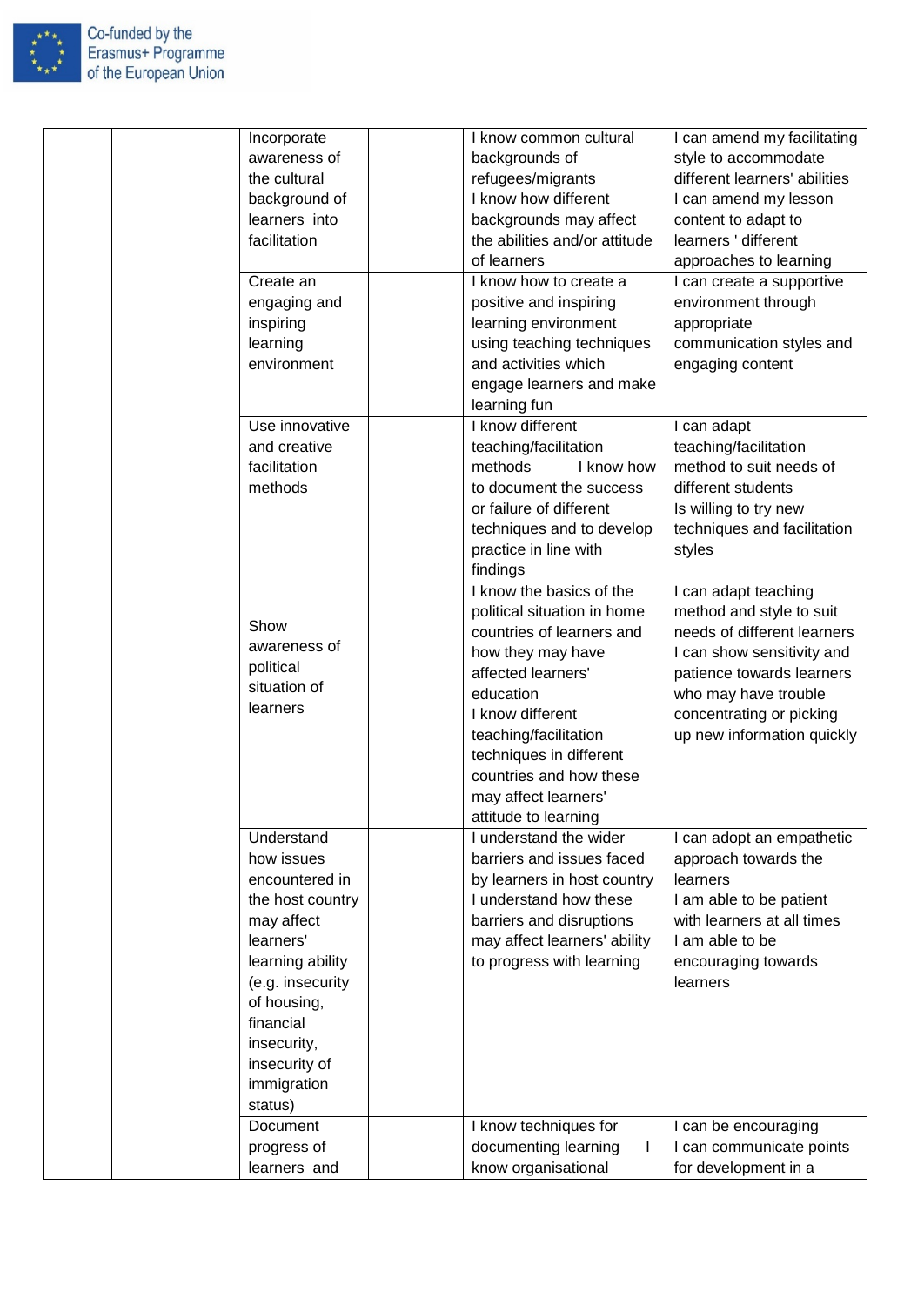| | | | | | |
|---|---|---|---|---|---|
| | | Incorporate awareness of the cultural background of learners into facilitation | | I know common cultural backgrounds of refugees/migrants<br>I know how different backgrounds may affect the abilities and/or attitude of learners | I can amend my facilitating style to accommodate different learners' abilities<br>I can amend my lesson content to adapt to learners ' different approaches to learning |
| | | Create an engaging and inspiring learning environment | | I know how to create a positive and inspiring learning environment using teaching techniques and activities which engage learners and make learning fun | I can create a supportive environment through appropriate communication styles and engaging content |
| | | Use innovative and creative facilitation methods | | I know different teaching/facilitation methods I know how to document the success or failure of different techniques and to develop practice in line with findings | I can adapt teaching/facilitation method to suit needs of different students<br>Is willing to try new techniques and facilitation styles |
| | | Show awareness of political situation of learners | | I know the basics of the political situation in home countries of learners and how they may have affected learners' education<br>I know different teaching/facilitation techniques in different countries and how these may affect learners' attitude to learning | I can adapt teaching method and style to suit needs of different learners<br>I can show sensitivity and patience towards learners who may have trouble concentrating or picking up new information quickly |
| | | Understand how issues encountered in the host country may affect learners' learning ability (e.g. insecurity of housing, financial insecurity, insecurity of immigration status) | | I understand the wider barriers and issues faced by learners in host country<br>I understand how these barriers and disruptions may affect learners' ability to progress with learning | I can adopt an empathetic approach towards the learners<br>I am able to be patient with learners at all times<br>I am able to be encouraging towards learners |
| | | Document progress of learners and | | I know techniques for documenting learning I know organisational | I can be encouraging<br>I can communicate points for development in a |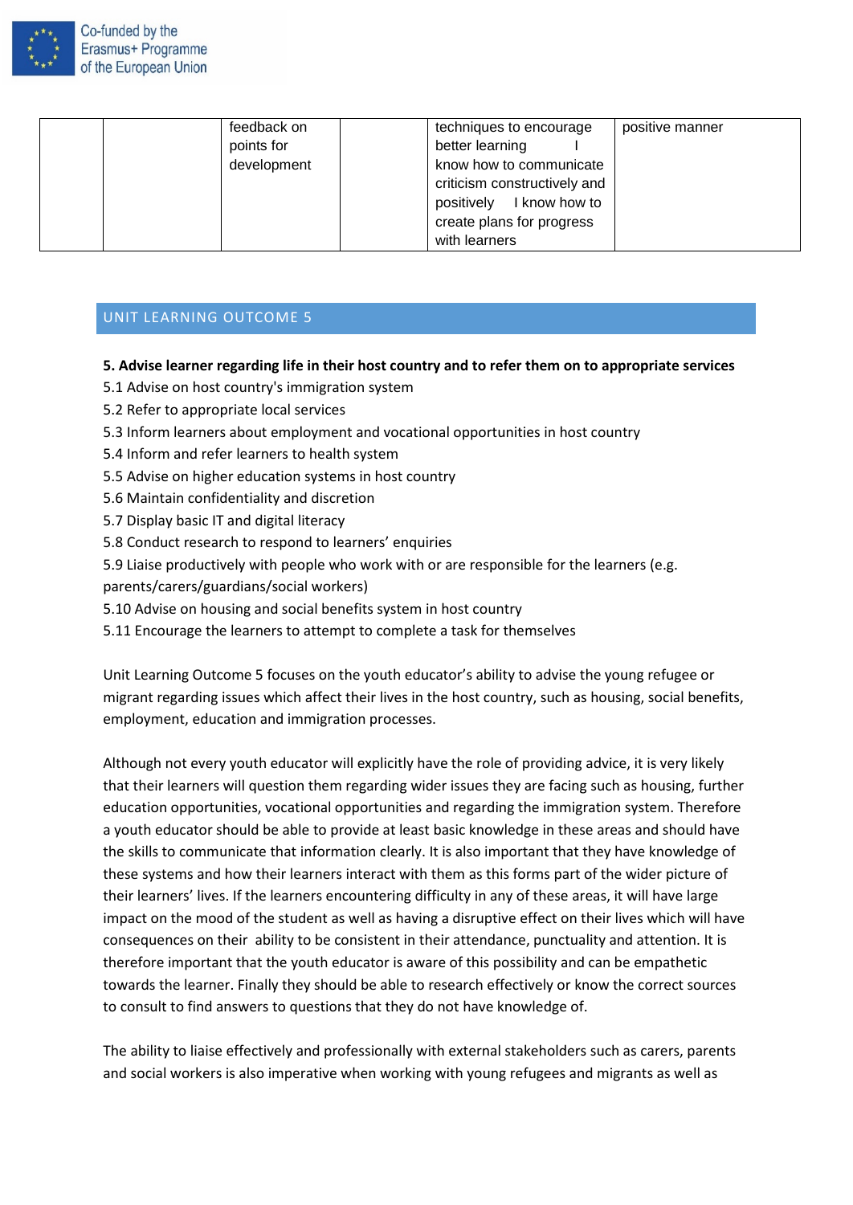| | | | | | |
|---|---|---|---|---|---|
| | | feedback on points for development | | techniques to encourage better learning I know how to communicate criticism constructively and positively I know how to create plans for progress with learners | positive manner |

## UNIT LEARNING OUTCOME 5

**5. Advise learner regarding life in their host country and to refer them on to appropriate services**

5.1 Advise on host country's immigration system
5.2 Refer to appropriate local services
5.3 Inform learners about employment and vocational opportunities in host country
5.4 Inform and refer learners to health system
5.5 Advise on higher education systems in host country
5.6 Maintain confidentiality and discretion
5.7 Display basic IT and digital literacy
5.8 Conduct research to respond to learners' enquiries
5.9 Liaise productively with people who work with or are responsible for the learners (e.g. parents/carers/guardians/social workers)
5.10 Advise on housing and social benefits system in host country
5.11 Encourage the learners to attempt to complete a task for themselves

Unit Learning Outcome 5 focuses on the youth educator's ability to advise the young refugee or migrant regarding issues which affect their lives in the host country, such as housing, social benefits, employment, education and immigration processes.

Although not every youth educator will explicitly have the role of providing advice, it is very likely that their learners will question them regarding wider issues they are facing such as housing, further education opportunities, vocational opportunities and regarding the immigration system. Therefore a youth educator should be able to provide at least basic knowledge in these areas and should have the skills to communicate that information clearly. It is also important that they have knowledge of these systems and how their learners interact with them as this forms part of the wider picture of their learners' lives. If the learners encountering difficulty in any of these areas, it will have large impact on the mood of the student as well as having a disruptive effect on their lives which will have consequences on their ability to be consistent in their attendance, punctuality and attention. It is therefore important that the youth educator is aware of this possibility and can be empathetic towards the learner. Finally they should be able to research effectively or know the correct sources to consult to find answers to questions that they do not have knowledge of.

The ability to liaise effectively and professionally with external stakeholders such as carers, parents and social workers is also imperative when working with young refugees and migrants as well as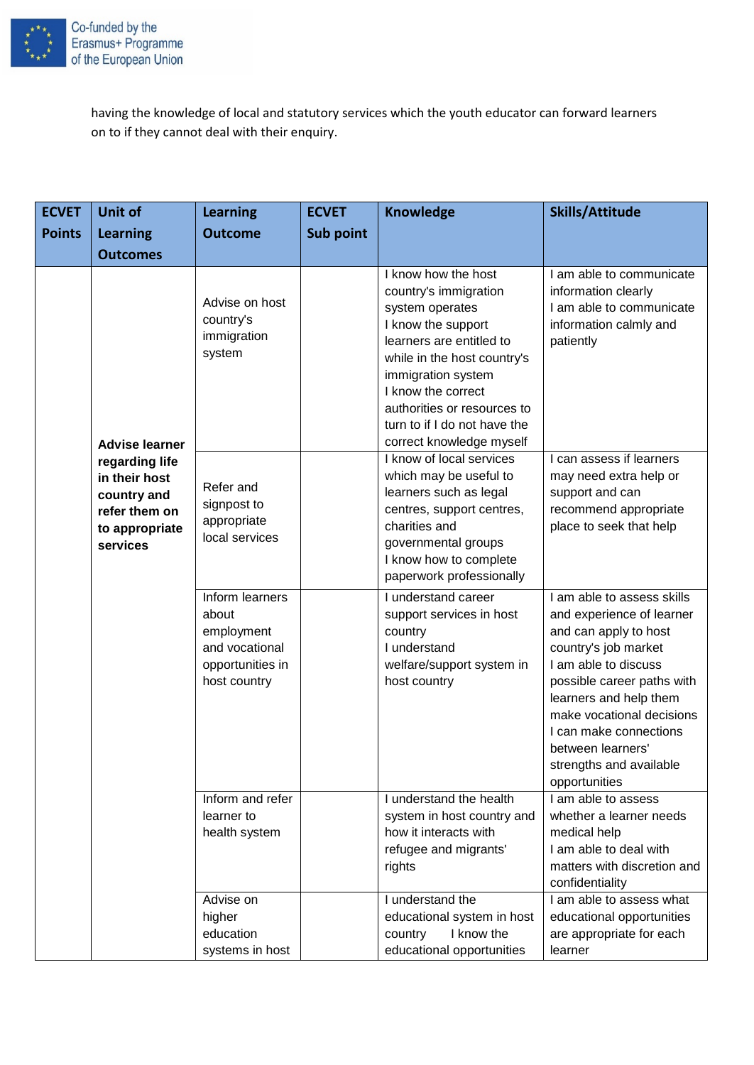having the knowledge of local and statutory services which the youth educator can forward learners on to if they cannot deal with their enquiry.

| ECVET Points | Unit of Learning Outcomes | Learning Outcome | ECVET Sub point | Knowledge | Skills/Attitude |
|---|---|---|---|---|---|
| | **Advise learner regarding life in their host country and refer them on to appropriate services** | Advise on host country's immigration system | | I know how the host country's immigration system operates<br>I know the support learners are entitled to while in the host country's immigration system<br>I know the correct authorities or resources to turn to if I do not have the correct knowledge myself | I am able to communicate information clearly<br>I am able to communicate information calmly and patiently |
| | | Refer and signpost to appropriate local services | | I know of local services which may be useful to learners such as legal centres, support centres, charities and governmental groups<br>I know how to complete paperwork professionally | I can assess if learners may need extra help or support and can recommend appropriate place to seek that help |
| | | Inform learners about employment and vocational opportunities in host country | | I understand career support services in host country<br>I understand welfare/support system in host country | I am able to assess skills and experience of learner and can apply to host country's job market<br>I am able to discuss possible career paths with learners and help them make vocational decisions<br>I can make connections between learners' strengths and available opportunities |
| | | Inform and refer learner to health system | | I understand the health system in host country and how it interacts with refugee and migrants' rights | I am able to assess whether a learner needs medical help<br>I am able to deal with matters with discretion and confidentiality |
| | | Advise on higher education systems in host | | I understand the educational system in host country I know the educational opportunities | I am able to assess what educational opportunities are appropriate for each learner |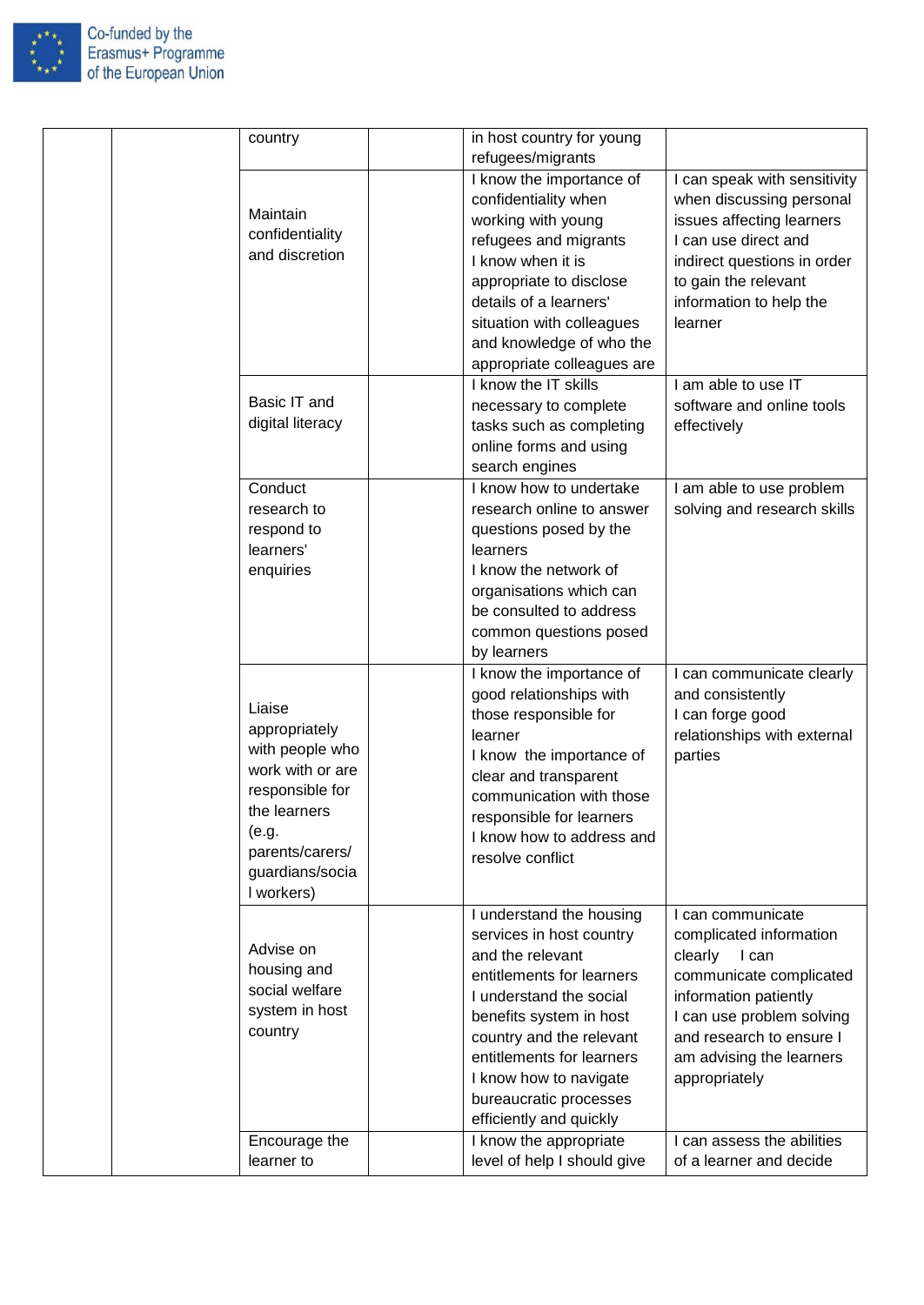|  |  |  |  |  |  |
|---|---|---|---|---|---|
|  |  | country |  | in host country for young refugees/migrants |  |
|  |  | Maintain confidentiality and discretion |  | I know the importance of confidentiality when working with young refugees and migrants<br>I know when it is appropriate to disclose details of a learners' situation with colleagues and knowledge of who the appropriate colleagues are | I can speak with sensitivity when discussing personal issues affecting learners<br>I can use direct and indirect questions in order to gain the relevant information to help the learner |
|  |  | Basic IT and digital literacy |  | I know the IT skills necessary to complete tasks such as completing online forms and using search engines | I am able to use IT software and online tools effectively |
|  |  | Conduct research to respond to learners' enquiries |  | I know how to undertake research online to answer questions posed by the learners<br>I know the network of organisations which can be consulted to address common questions posed by learners | I am able to use problem solving and research skills |
|  |  | Liaise appropriately with people who work with or are responsible for the learners (e.g. parents/carers/ guardians/social workers) |  | I know the importance of good relationships with those responsible for learner<br>I know the importance of clear and transparent communication with those responsible for learners<br>I know how to address and resolve conflict | I can communicate clearly and consistently<br>I can forge good relationships with external parties |
|  |  | Advise on housing and social welfare system in host country |  | I understand the housing services in host country and the relevant entitlements for learners<br>I understand the social benefits system in host country and the relevant entitlements for learners<br>I know how to navigate bureaucratic processes efficiently and quickly | I can communicate complicated information clearly I can communicate complicated information patiently<br>I can use problem solving and research to ensure I am advising the learners appropriately |
|  |  | Encourage the learner to |  | I know the appropriate level of help I should give | I can assess the abilities of a learner and decide |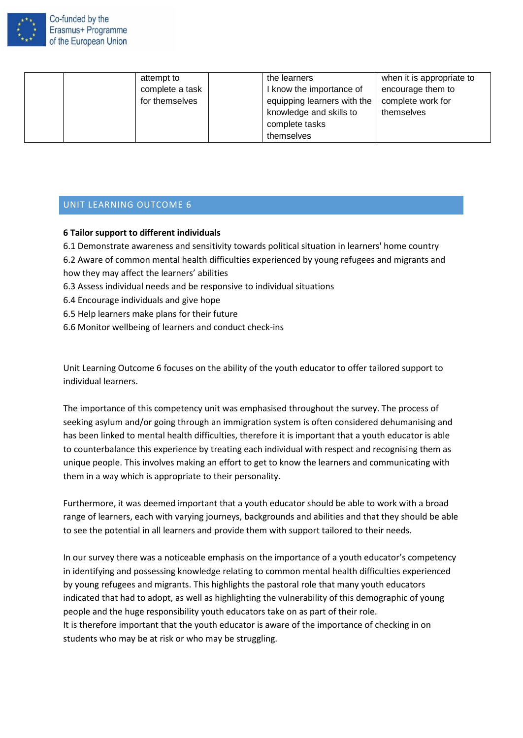| | | attempt to complete a task for themselves | | the learners I know the importance of equipping learners with the knowledge and skills to complete tasks themselves | when it is appropriate to encourage them to complete work for themselves |
|---|---|---|---|---|---|

## UNIT LEARNING OUTCOME 6

**6 Tailor support to different individuals**

6.1 Demonstrate awareness and sensitivity towards political situation in learners' home country
6.2 Aware of common mental health difficulties experienced by young refugees and migrants and how they may affect the learners' abilities
6.3 Assess individual needs and be responsive to individual situations
6.4 Encourage individuals and give hope
6.5 Help learners make plans for their future
6.6 Monitor wellbeing of learners and conduct check-ins

Unit Learning Outcome 6 focuses on the ability of the youth educator to offer tailored support to individual learners.

The importance of this competency unit was emphasised throughout the survey. The process of seeking asylum and/or going through an immigration system is often considered dehumanising and has been linked to mental health difficulties, therefore it is important that a youth educator is able to counterbalance this experience by treating each individual with respect and recognising them as unique people. This involves making an effort to get to know the learners and communicating with them in a way which is appropriate to their personality.

Furthermore, it was deemed important that a youth educator should be able to work with a broad range of learners, each with varying journeys, backgrounds and abilities and that they should be able to see the potential in all learners and provide them with support tailored to their needs.

In our survey there was a noticeable emphasis on the importance of a youth educator's competency in identifying and possessing knowledge relating to common mental health difficulties experienced by young refugees and migrants. This highlights the pastoral role that many youth educators indicated that had to adopt, as well as highlighting the vulnerability of this demographic of young people and the huge responsibility youth educators take on as part of their role.
It is therefore important that the youth educator is aware of the importance of checking in on students who may be at risk or who may be struggling.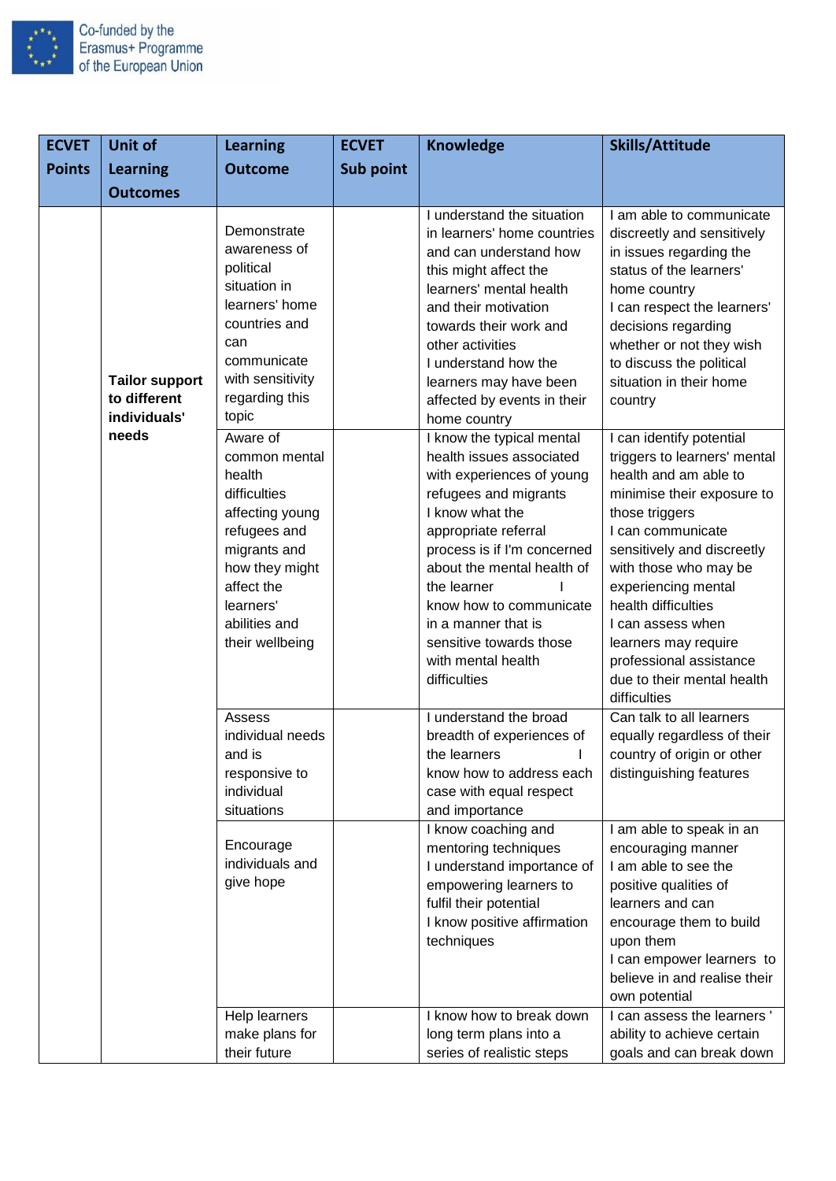| ECVET Points | Unit of Learning Outcomes | Learning Outcome | ECVET Sub point | Knowledge | Skills/Attitude |
|---|---|---|---|---|---|
| | **Tailor support to different individuals' needs** | Demonstrate awareness of political situation in learners' home countries and can communicate with sensitivity regarding this topic | | I understand the situation in learners' home countries and can understand how this might affect the learners' mental health and their motivation towards their work and other activities<br>I understand how the learners may have been affected by events in their home country | I am able to communicate discreetly and sensitively in issues regarding the status of the learners' home country<br>I can respect the learners' decisions regarding whether or not they wish to discuss the political situation in their home country |
| | | Aware of common mental health difficulties affecting young refugees and migrants and how they might affect the learners' abilities and their wellbeing | | I know the typical mental health issues associated with experiences of young refugees and migrants<br>I know what the appropriate referral process is if I'm concerned about the mental health of the learner<br>I know how to communicate in a manner that is sensitive towards those with mental health difficulties | I can identify potential triggers to learners' mental health and am able to minimise their exposure to those triggers<br>I can communicate sensitively and discreetly with those who may be experiencing mental health difficulties<br>I can assess when learners may require professional assistance due to their mental health difficulties |
| | | Assess individual needs and is responsive to individual situations | | I understand the broad breadth of experiences of the learners<br>I know how to address each case with equal respect and importance | Can talk to all learners equally regardless of their country of origin or other distinguishing features |
| | | Encourage individuals and give hope | | I know coaching and mentoring techniques<br>I understand importance of empowering learners to fulfil their potential<br>I know positive affirmation techniques | I am able to speak in an encouraging manner<br>I am able to see the positive qualities of learners and can encourage them to build upon them<br>I can empower learners to believe in and realise their own potential |
| | | Help learners make plans for their future | | I know how to break down long term plans into a series of realistic steps | I can assess the learners ' ability to achieve certain goals and can break down |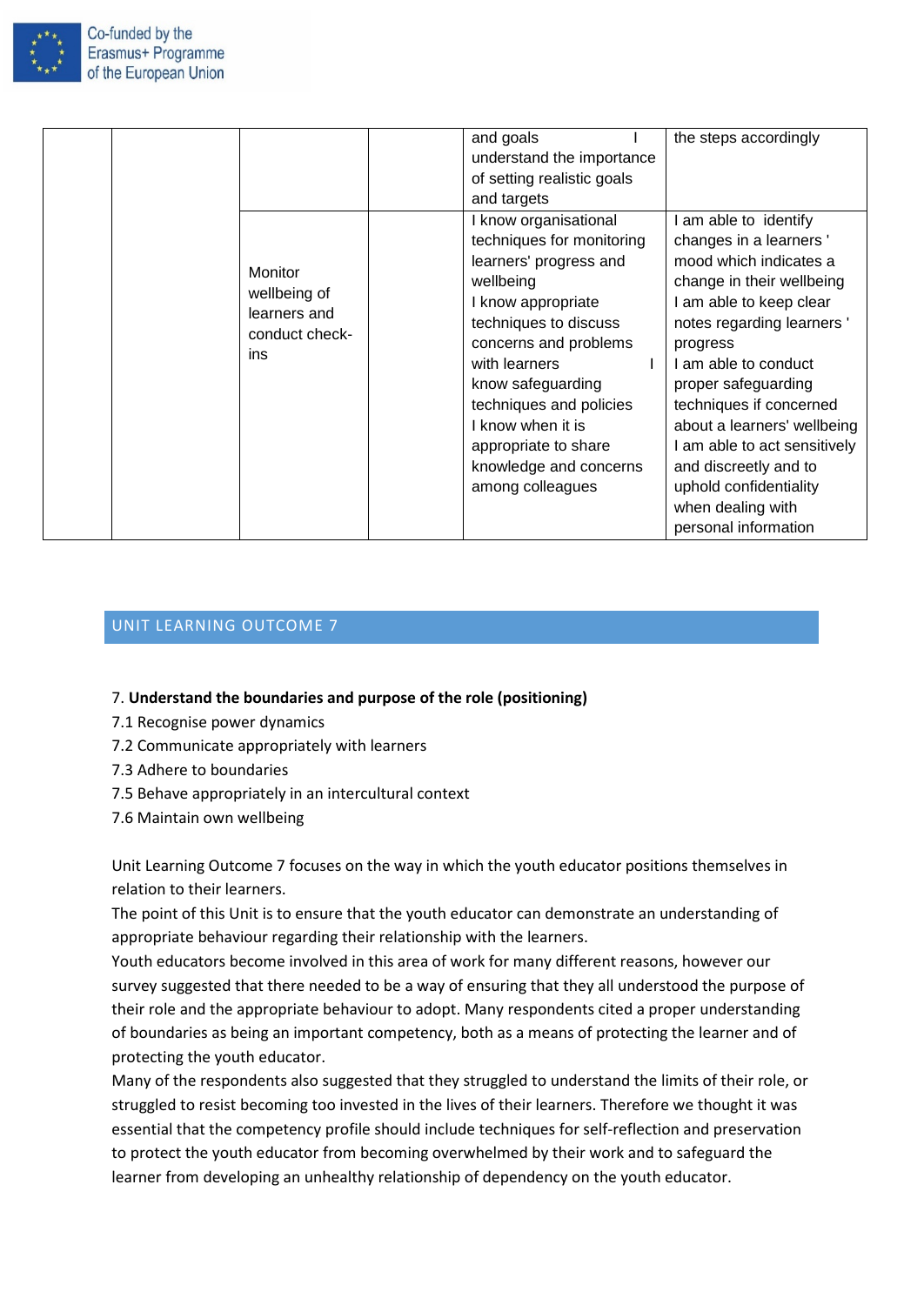| | | | | | |
|---|---|---|---|---|---|
| | | | | and goals I understand the importance of setting realistic goals and targets | the steps accordingly |
| | | Monitor wellbeing of learners and conduct check-ins | | I know organisational techniques for monitoring learners' progress and wellbeing I know appropriate techniques to discuss concerns and problems with learners I know safeguarding techniques and policies I know when it is appropriate to share knowledge and concerns among colleagues | I am able to identify changes in a learners ' mood which indicates a change in their wellbeing I am able to keep clear notes regarding learners ' progress I am able to conduct proper safeguarding techniques if concerned about a learners' wellbeing I am able to act sensitively and discreetly and to uphold confidentiality when dealing with personal information |

## UNIT LEARNING OUTCOME 7

7. **Understand the boundaries and purpose of the role (positioning)**

7.1 Recognise power dynamics
7.2 Communicate appropriately with learners
7.3 Adhere to boundaries
7.5 Behave appropriately in an intercultural context
7.6 Maintain own wellbeing

Unit Learning Outcome 7 focuses on the way in which the youth educator positions themselves in relation to their learners.
The point of this Unit is to ensure that the youth educator can demonstrate an understanding of appropriate behaviour regarding their relationship with the learners.
Youth educators become involved in this area of work for many different reasons, however our survey suggested that there needed to be a way of ensuring that they all understood the purpose of their role and the appropriate behaviour to adopt. Many respondents cited a proper understanding of boundaries as being an important competency, both as a means of protecting the learner and of protecting the youth educator.
Many of the respondents also suggested that they struggled to understand the limits of their role, or struggled to resist becoming too invested in the lives of their learners. Therefore we thought it was essential that the competency profile should include techniques for self-reflection and preservation to protect the youth educator from becoming overwhelmed by their work and to safeguard the learner from developing an unhealthy relationship of dependency on the youth educator.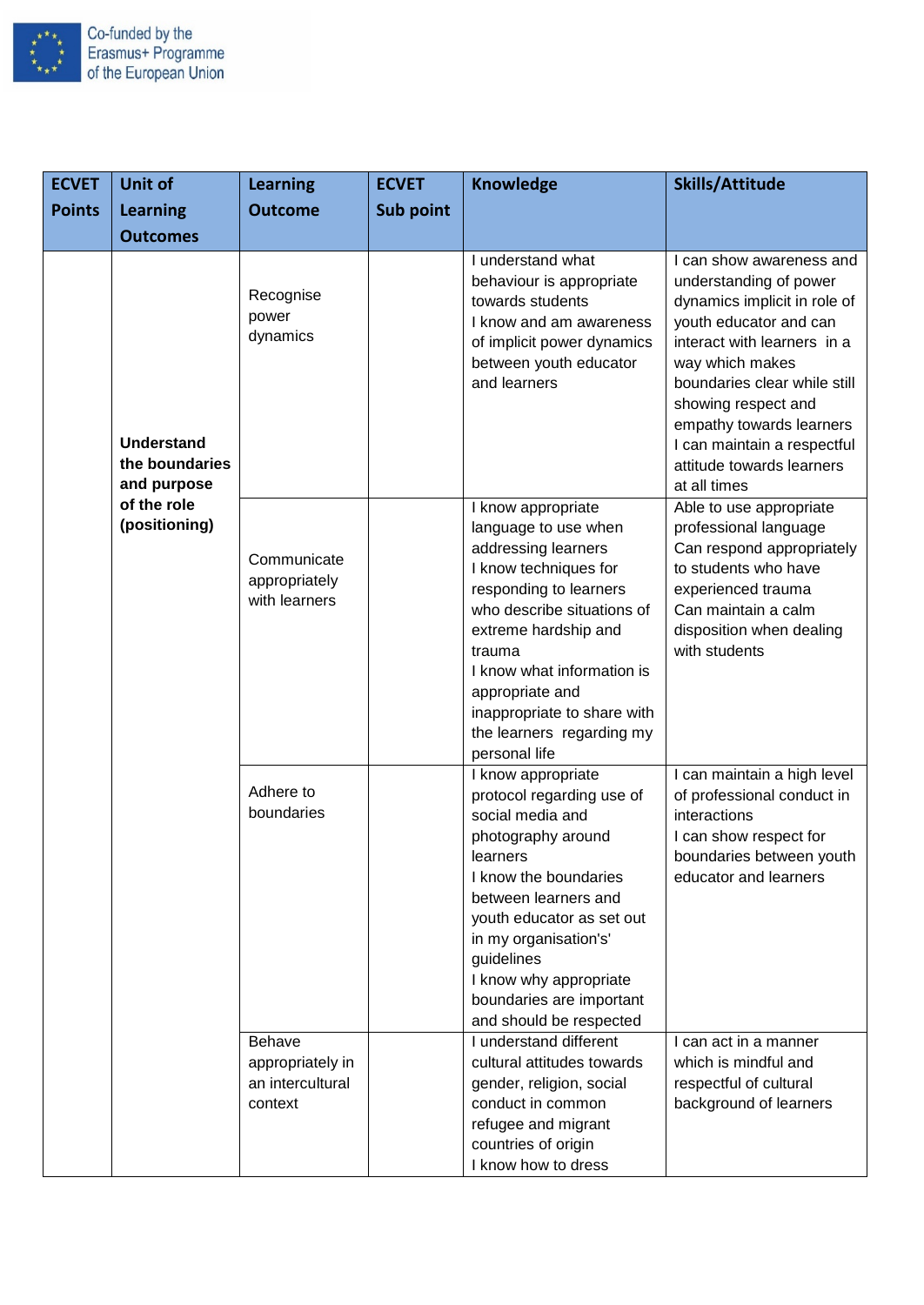| ECVET Points | Unit of Learning Outcomes | Learning Outcome | ECVET Sub point | Knowledge | Skills/Attitude |
|---|---|---|---|---|---|
| | **Understand the boundaries and purpose of the role (positioning)** | Recognise power dynamics | | I understand what behaviour is appropriate towards students<br>I know and am awareness of implicit power dynamics between youth educator and learners | I can show awareness and understanding of power dynamics implicit in role of youth educator and can interact with learners in a way which makes boundaries clear while still showing respect and empathy towards learners<br>I can maintain a respectful attitude towards learners at all times |
| | | Communicate appropriately with learners | | I know appropriate language to use when addressing learners<br>I know techniques for responding to learners who describe situations of extreme hardship and trauma<br>I know what information is appropriate and inappropriate to share with the learners regarding my personal life | Able to use appropriate professional language<br>Can respond appropriately to students who have experienced trauma<br>Can maintain a calm disposition when dealing with students |
| | | Adhere to boundaries | | I know appropriate protocol regarding use of social media and photography around learners<br>I know the boundaries between learners and youth educator as set out in my organisation's' guidelines<br>I know why appropriate boundaries are important and should be respected | I can maintain a high level of professional conduct in interactions<br>I can show respect for boundaries between youth educator and learners |
| | | Behave appropriately in an intercultural context | | I understand different cultural attitudes towards gender, religion, social conduct in common refugee and migrant countries of origin<br>I know how to dress | I can act in a manner which is mindful and respectful of cultural background of learners |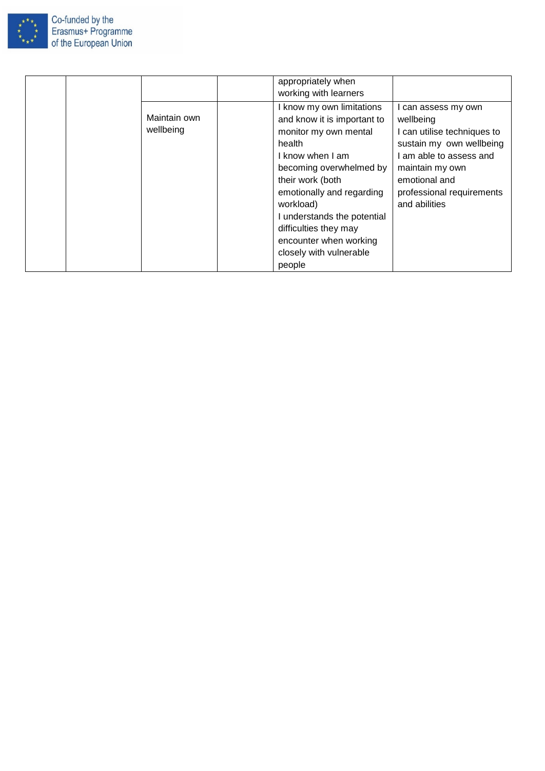| | | | | | |
|---|---|---|---|---|---|
| | | | | appropriately when working with learners | |
| | | Maintain own wellbeing | | I know my own limitations and know it is important to monitor my own mental health<br>I know when I am becoming overwhelmed by their work (both emotionally and regarding workload)<br>I understands the potential difficulties they may encounter when working closely with vulnerable people | I can assess my own wellbeing<br>I can utilise techniques to sustain my own wellbeing<br>I am able to assess and maintain my own emotional and professional requirements and abilities |